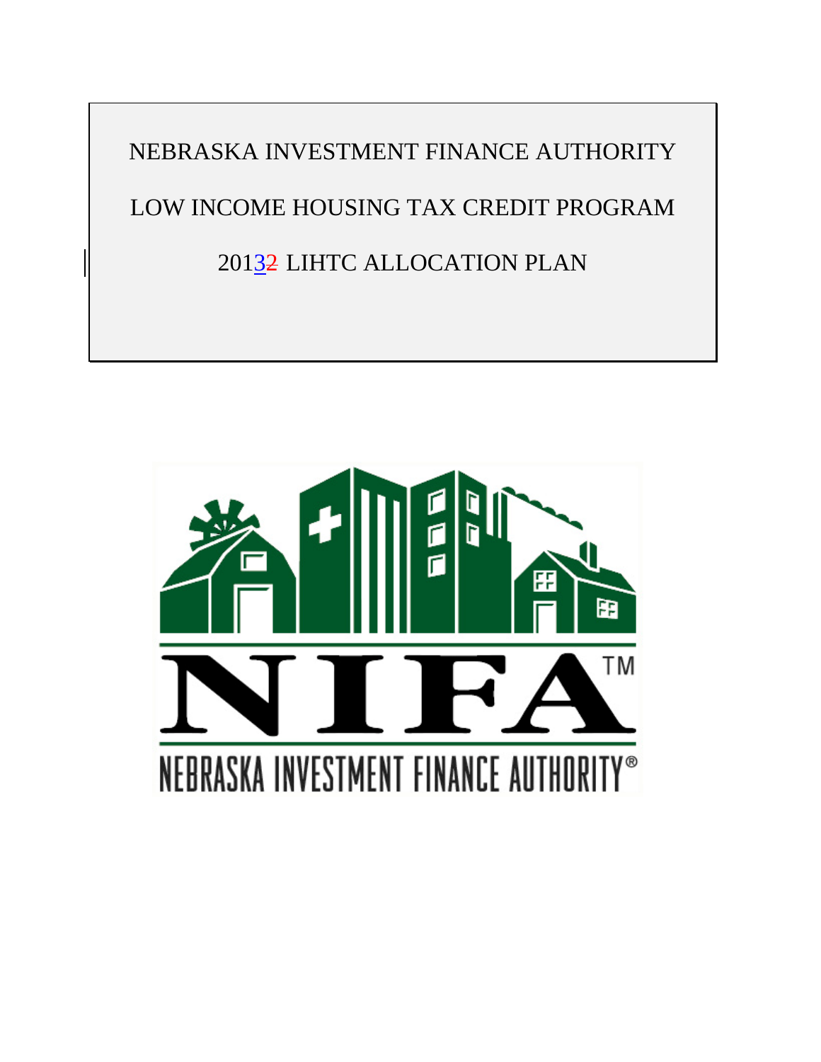# NEBRASKA INVESTMENT FINANCE AUTHORITY

# LOW INCOME HOUSING TAX CREDIT PROGRAM

# 20132 LIHTC ALLOCATION PLAN

NIFA™

NEBRASKA INVESTMENT FINANCE AUTHORITY®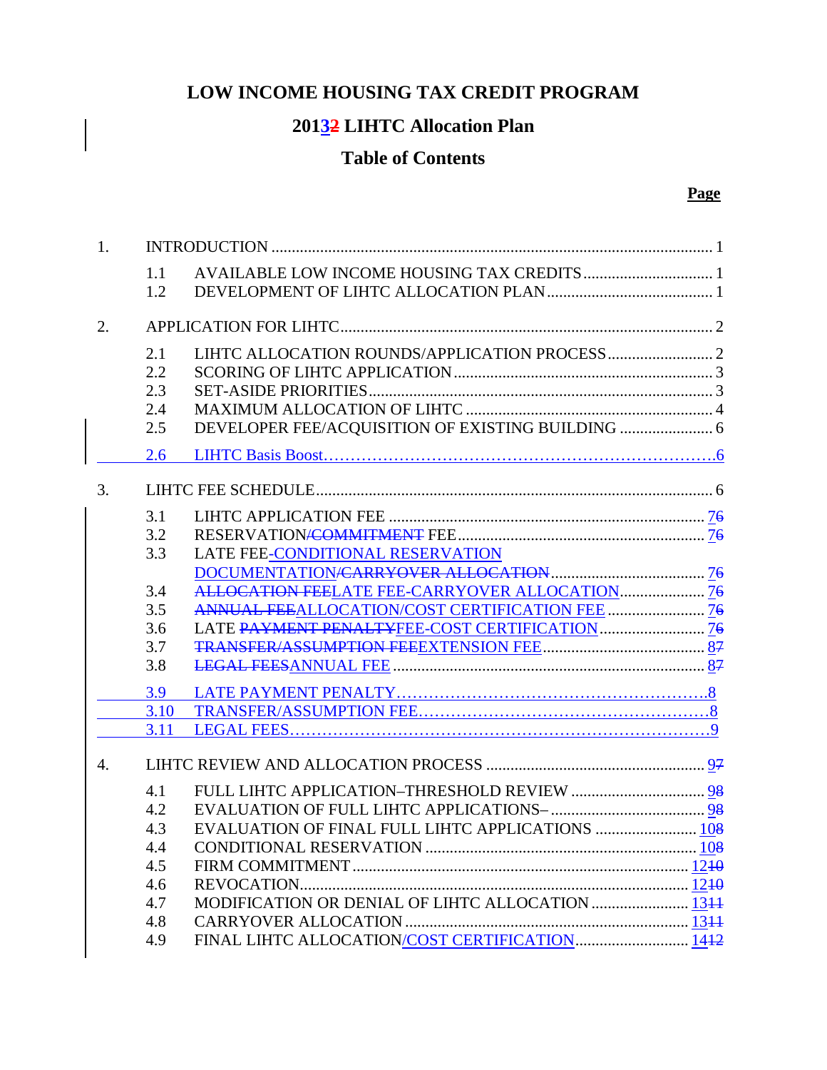# LOW INCOME HOUSING TAX CREDIT PROGRAM

## 20132 LIHTC Allocation Plan

## Table of Contents

**Page**

1. INTRODUCTION ........................................................................................................ 1
   - 1.1 AVAILABLE LOW INCOME HOUSING TAX CREDITS ................................ 1
   - 1.2 DEVELOPMENT OF LIHTC ALLOCATION PLAN ......................................... 1
2. APPLICATION FOR LIHTC ........................................................................................ 2
   - 2.1 LIHTC ALLOCATION ROUNDS/APPLICATION PROCESS .......................... 2
   - 2.2 SCORING OF LIHTC APPLICATION ............................................................... 3
   - 2.3 SET-ASIDE PRIORITIES ..................................................................................... 3
   - 2.4 MAXIMUM ALLOCATION OF LIHTC ............................................................ 4
   - 2.5 DEVELOPER FEE/ACQUISITION OF EXISTING BUILDING ....................... 6
   - 2.6 LIHTC Basis Boost ..................................................................................................6
3. LIHTC FEE SCHEDULE .............................................................................................. 6
   - 3.1 LIHTC APPLICATION FEE ............................................................................... 76
   - 3.2 RESERVATION/COMMITMENT FEE ............................................................... 76
   - 3.3 LATE FEE-CONDITIONAL RESERVATION DOCUMENTATION/CARRYOVER ALLOCATION ........................................ 76
   - 3.4 ALLOCATION FEELATE FEE-CARRYOVER ALLOCATION ...................... 76
   - 3.5 ANNUAL FEEALLOCATION/COST CERTIFICATION FEE ........................ 76
   - 3.6 LATE PAYMENT PENALTYFEE-COST CERTIFICATION ........................... 76
   - 3.7 TRANSFER/ASSUMPTION FEEEXTENSION FEE ......................................... 87
   - 3.8 LEGAL FEESANNUAL FEE ............................................................................. 87
   - 3.9 LATE PAYMENT PENALTY ..............................................................................8
   - 3.10 TRANSFER/ASSUMPTION FEE .........................................................................8
   - 3.11 LEGAL FEES ..........................................................................................................9
4. LIHTC REVIEW AND ALLOCATION PROCESS ....................................................... 97
   - 4.1 FULL LIHTC APPLICATION–THRESHOLD REVIEW .................................. 98
   - 4.2 EVALUATION OF FULL LIHTC APPLICATIONS– ....................................... 98
   - 4.3 EVALUATION OF FINAL FULL LIHTC APPLICATIONS ......................... 108
   - 4.4 CONDITIONAL RESERVATION ................................................................... 108
   - 4.5 FIRM COMMITMENT ..................................................................................... 1210
   - 4.6 REVOCATION .................................................................................................. 1210
   - 4.7 MODIFICATION OR DENIAL OF LIHTC ALLOCATION ......................... 1311
   - 4.8 CARRYOVER ALLOCATION ........................................................................ 1311
   - 4.9 FINAL LIHTC ALLOCATION/COST CERTIFICATION ............................ 1412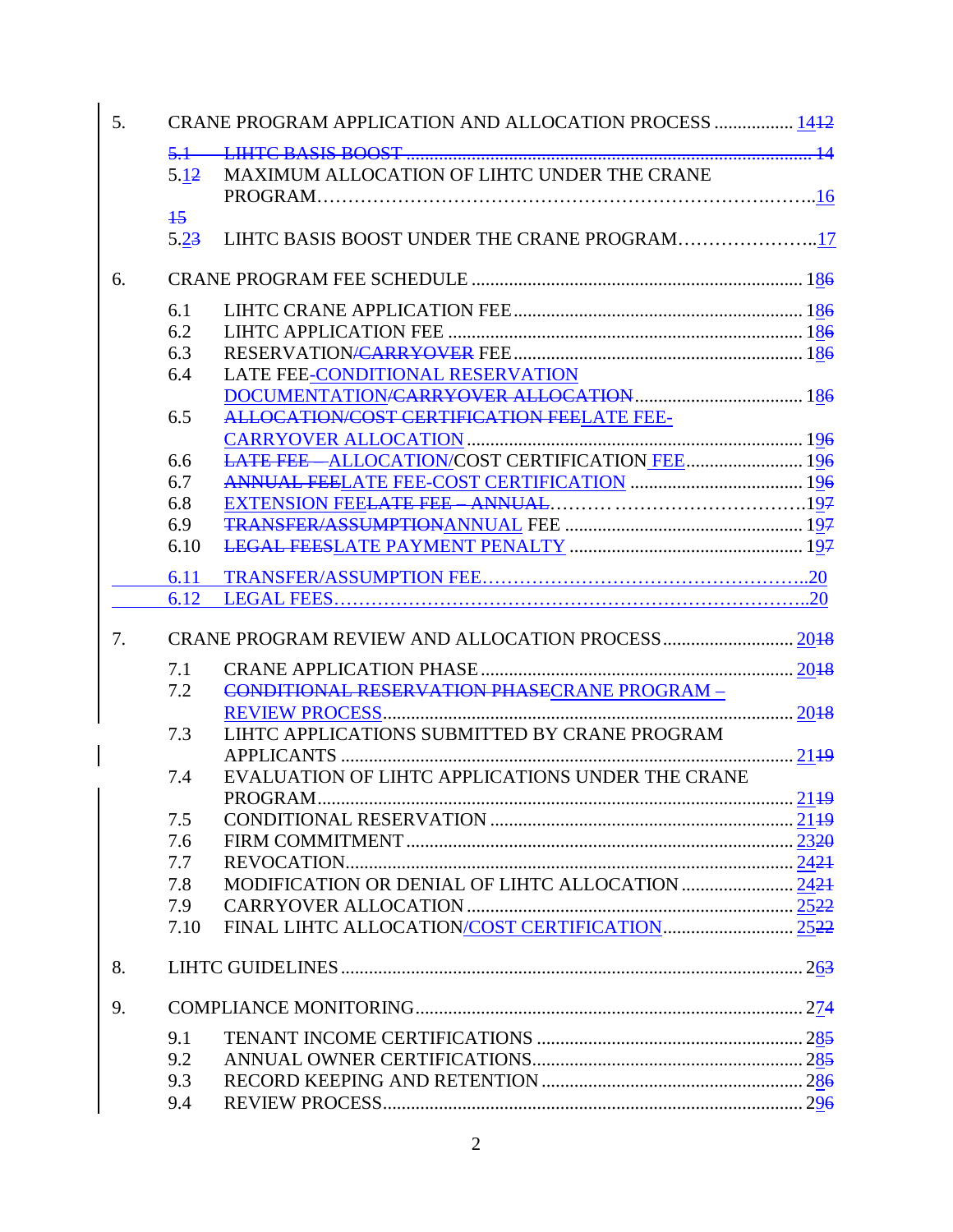| | | |
|---|---|---|
| 5. | CRANE PROGRAM APPLICATION AND ALLOCATION PROCESS | 14~~12~~ |
| ~~5.1~~ | ~~LIHTC BASIS BOOST~~ | ~~14~~ |
| 5.1~~2~~ | MAXIMUM ALLOCATION OF LIHTC UNDER THE CRANE PROGRAM | 16 ~~15~~ |
| 5.2~~3~~ | LIHTC BASIS BOOST UNDER THE CRANE PROGRAM | 17 |
| 6. | CRANE PROGRAM FEE SCHEDULE | 18~~6~~ |
| 6.1 | LIHTC CRANE APPLICATION FEE | 18~~6~~ |
| 6.2 | LIHTC APPLICATION FEE | 18~~6~~ |
| 6.3 | RESERVATION~~/CARRYOVER~~ FEE | 18~~6~~ |
| 6.4 | LATE FEE-CONDITIONAL RESERVATION DOCUMENTATION~~/CARRYOVER ALLOCATION~~ | 18~~6~~ |
| 6.5 | ~~ALLOCATION/COST CERTIFICATION FEE~~LATE FEE-CARRYOVER ALLOCATION | 19~~6~~ |
| 6.6 | ~~LATE FEE –~~ ALLOCATION/COST CERTIFICATION FEE | 19~~6~~ |
| 6.7 | ~~ANNUAL FEE~~LATE FEE-COST CERTIFICATION | 19~~6~~ |
| 6.8 | EXTENSION FEE~~LATE FEE – ANNUAL~~ | 19~~7~~ |
| 6.9 | ~~TRANSFER/ASSUMPTION~~ANNUAL FEE | 19~~7~~ |
| 6.10 | ~~LEGAL FEES~~LATE PAYMENT PENALTY | 19~~7~~ |
| 6.11 | TRANSFER/ASSUMPTION FEE | 20 |
| 6.12 | LEGAL FEES | 20 |
| 7. | CRANE PROGRAM REVIEW AND ALLOCATION PROCESS | 20~~18~~ |
| 7.1 | CRANE APPLICATION PHASE | 20~~18~~ |
| 7.2 | ~~CONDITIONAL RESERVATION PHASE~~CRANE PROGRAM – REVIEW PROCESS | 20~~18~~ |
| 7.3 | LIHTC APPLICATIONS SUBMITTED BY CRANE PROGRAM APPLICANTS | 21~~19~~ |
| 7.4 | EVALUATION OF LIHTC APPLICATIONS UNDER THE CRANE PROGRAM | 21~~19~~ |
| 7.5 | CONDITIONAL RESERVATION | 21~~19~~ |
| 7.6 | FIRM COMMITMENT | 23~~20~~ |
| 7.7 | REVOCATION | 24~~21~~ |
| 7.8 | MODIFICATION OR DENIAL OF LIHTC ALLOCATION | 24~~21~~ |
| 7.9 | CARRYOVER ALLOCATION | 25~~22~~ |
| 7.10 | FINAL LIHTC ALLOCATION/COST CERTIFICATION | 25~~22~~ |
| 8. | LIHTC GUIDELINES | 26~~3~~ |
| 9. | COMPLIANCE MONITORING | 27~~4~~ |
| 9.1 | TENANT INCOME CERTIFICATIONS | 28~~5~~ |
| 9.2 | ANNUAL OWNER CERTIFICATIONS | 28~~5~~ |
| 9.3 | RECORD KEEPING AND RETENTION | 28~~6~~ |
| 9.4 | REVIEW PROCESS | 29~~6~~ |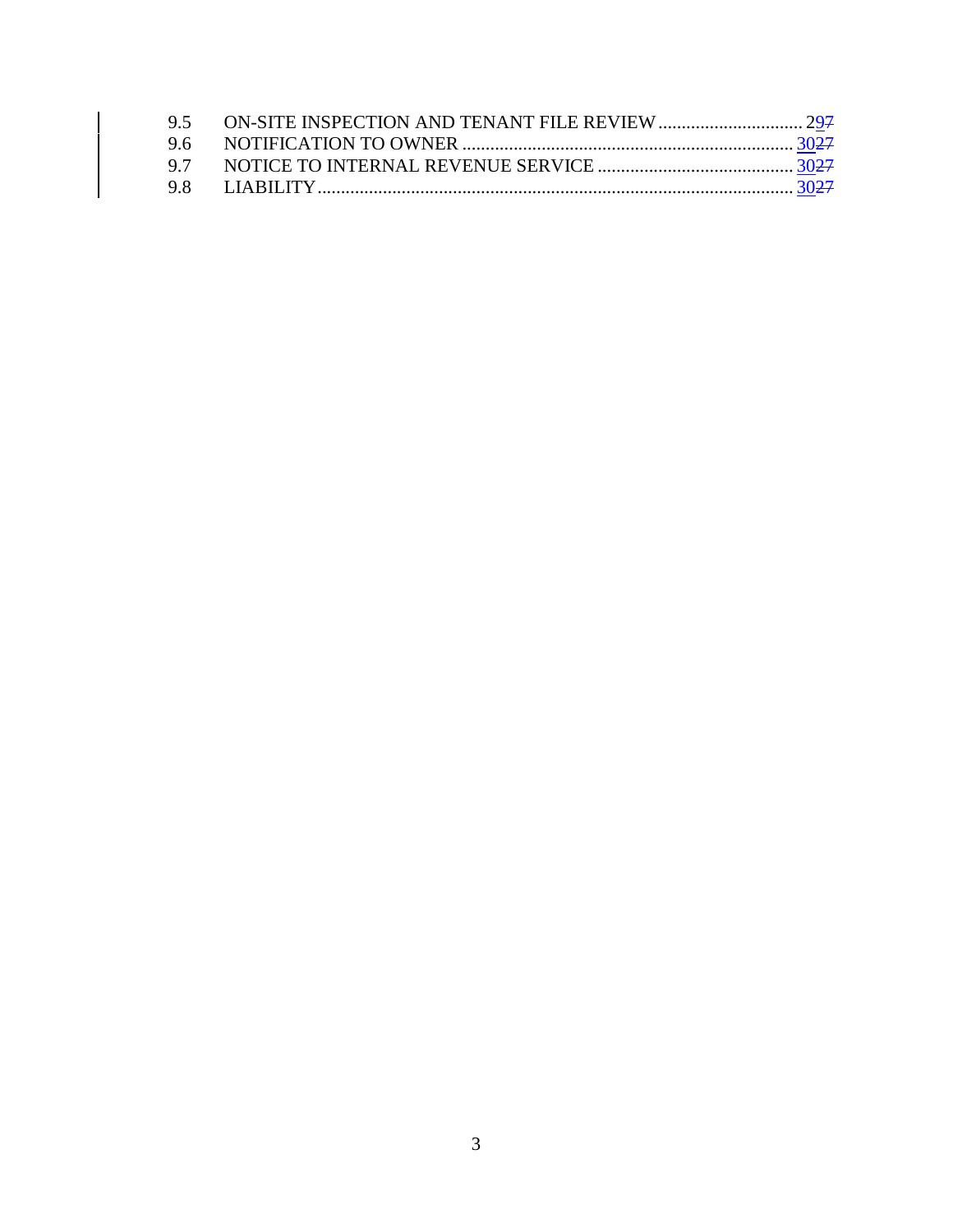| | | |
|---|---|---|
| 9.5 | ON-SITE INSPECTION AND TENANT FILE REVIEW | 297 |
| 9.6 | NOTIFICATION TO OWNER | 3027 |
| 9.7 | NOTICE TO INTERNAL REVENUE SERVICE | 3027 |
| 9.8 | LIABILITY | 3027 |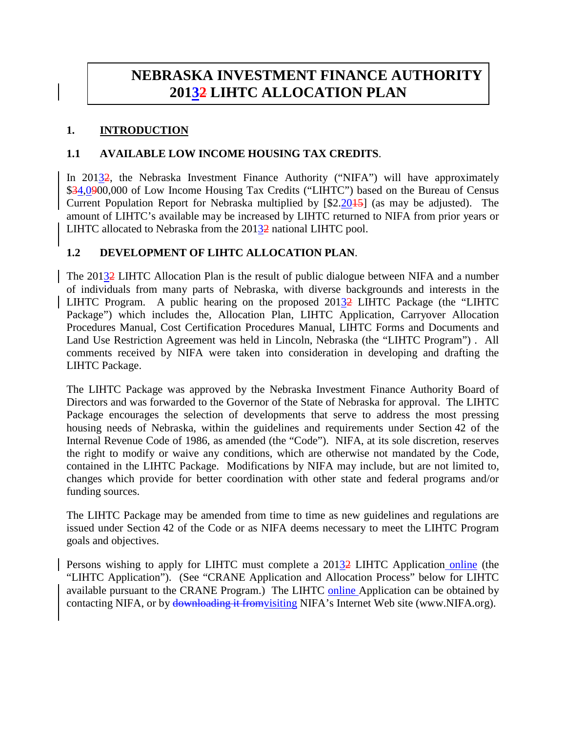# NEBRASKA INVESTMENT FINANCE AUTHORITY 2013~~2~~ LIHTC ALLOCATION PLAN

## 1. INTRODUCTION

### 1.1 AVAILABLE LOW INCOME HOUSING TAX CREDITS.

In 2013~~2~~, the Nebraska Investment Finance Authority ("NIFA") will have approximately $~~3~~4,0~~9~~00,000 of Low Income Housing Tax Credits ("LIHTC") based on the Bureau of Census Current Population Report for Nebraska multiplied by [$2.20~~15~~] (as may be adjusted). The amount of LIHTC's available may be increased by LIHTC returned to NIFA from prior years or LIHTC allocated to Nebraska from the 2013~~2~~ national LIHTC pool.

### 1.2 DEVELOPMENT OF LIHTC ALLOCATION PLAN.

The 2013~~2~~ LIHTC Allocation Plan is the result of public dialogue between NIFA and a number of individuals from many parts of Nebraska, with diverse backgrounds and interests in the LIHTC Program. A public hearing on the proposed 2013~~2~~ LIHTC Package (the "LIHTC Package") which includes the, Allocation Plan, LIHTC Application, Carryover Allocation Procedures Manual, Cost Certification Procedures Manual, LIHTC Forms and Documents and Land Use Restriction Agreement was held in Lincoln, Nebraska (the "LIHTC Program") . All comments received by NIFA were taken into consideration in developing and drafting the LIHTC Package.

The LIHTC Package was approved by the Nebraska Investment Finance Authority Board of Directors and was forwarded to the Governor of the State of Nebraska for approval. The LIHTC Package encourages the selection of developments that serve to address the most pressing housing needs of Nebraska, within the guidelines and requirements under Section 42 of the Internal Revenue Code of 1986, as amended (the "Code"). NIFA, at its sole discretion, reserves the right to modify or waive any conditions, which are otherwise not mandated by the Code, contained in the LIHTC Package. Modifications by NIFA may include, but are not limited to, changes which provide for better coordination with other state and federal programs and/or funding sources.

The LIHTC Package may be amended from time to time as new guidelines and regulations are issued under Section 42 of the Code or as NIFA deems necessary to meet the LIHTC Program goals and objectives.

Persons wishing to apply for LIHTC must complete a 2013~~2~~ LIHTC Application online (the "LIHTC Application"). (See "CRANE Application and Allocation Process" below for LIHTC available pursuant to the CRANE Program.) The LIHTC online Application can be obtained by contacting NIFA, or by ~~downloading it from~~visiting NIFA's Internet Web site (www.NIFA.org).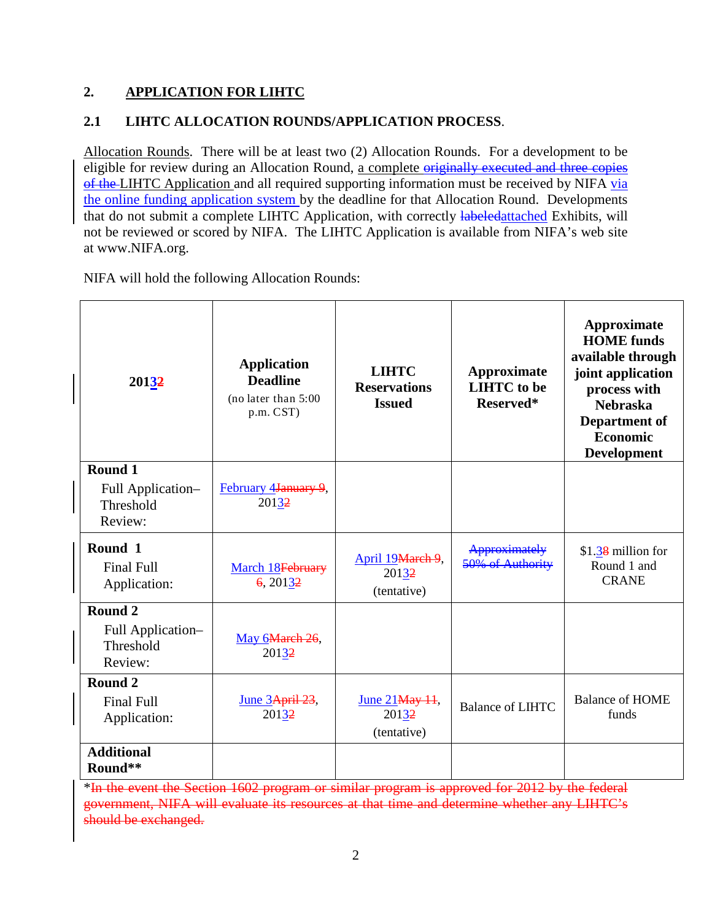## 2. APPLICATION FOR LIHTC

### 2.1 LIHTC ALLOCATION ROUNDS/APPLICATION PROCESS.

Allocation Rounds. There will be at least two (2) Allocation Rounds. For a development to be eligible for review during an Allocation Round, a complete ~~originally executed and three copies of the~~ LIHTC Application and all required supporting information must be received by NIFA via the online funding application system by the deadline for that Allocation Round. Developments that do not submit a complete LIHTC Application, with correctly ~~labeled~~attached Exhibits, will not be reviewed or scored by NIFA. The LIHTC Application is available from NIFA's web site at www.NIFA.org.

NIFA will hold the following Allocation Rounds:

| 2013~~2~~ | **Application Deadline** (no later than 5:00 p.m. CST) | **LIHTC Reservations Issued** | **Approximate LIHTC to be Reserved*** | **Approximate HOME funds available through joint application process with Nebraska Department of Economic Development** |
|---|---|---|---|---|
| **Round 1** Full Application–Threshold Review: | February 4~~January 9~~, 2013~~2~~ | | | |
| **Round 1** Final Full Application: | March 18~~February 6~~, 2013~~2~~ | April 19~~March 9~~, 2013~~2~~ (tentative) | ~~Approximately 50% of Authority~~ | $1.3~~8~~ million for Round 1 and CRANE |
| **Round 2** Full Application–Threshold Review: | May 6~~March 26~~, 2013~~2~~ | | | |
| **Round 2** Final Full Application: | June 3~~April 23~~, 2013~~2~~ | June 21~~May 11~~, 2013~~2~~ (tentative) | Balance of LIHTC | Balance of HOME funds |
| **Additional Round**** | | | | |

*~~In the event the Section 1602 program or similar program is approved for 2012 by the federal government, NIFA will evaluate its resources at that time and determine whether any LIHTC's should be exchanged.~~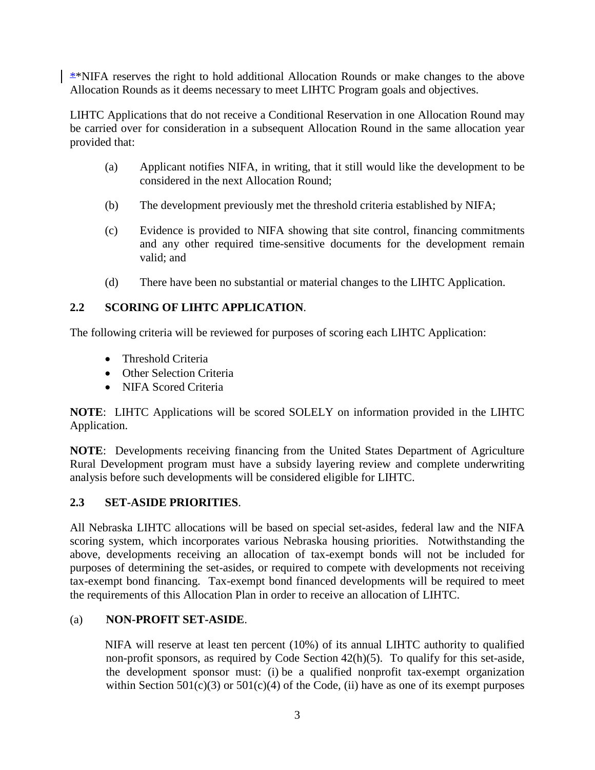**NIFA reserves the right to hold additional Allocation Rounds or make changes to the above Allocation Rounds as it deems necessary to meet LIHTC Program goals and objectives.

LIHTC Applications that do not receive a Conditional Reservation in one Allocation Round may be carried over for consideration in a subsequent Allocation Round in the same allocation year provided that:

(a) Applicant notifies NIFA, in writing, that it still would like the development to be considered in the next Allocation Round;

(b) The development previously met the threshold criteria established by NIFA;

(c) Evidence is provided to NIFA showing that site control, financing commitments and any other required time-sensitive documents for the development remain valid; and

(d) There have been no substantial or material changes to the LIHTC Application.

### 2.2 SCORING OF LIHTC APPLICATION.

The following criteria will be reviewed for purposes of scoring each LIHTC Application:

- Threshold Criteria
- Other Selection Criteria
- NIFA Scored Criteria

**NOTE**: LIHTC Applications will be scored SOLELY on information provided in the LIHTC Application.

**NOTE**: Developments receiving financing from the United States Department of Agriculture Rural Development program must have a subsidy layering review and complete underwriting analysis before such developments will be considered eligible for LIHTC.

### 2.3 SET-ASIDE PRIORITIES.

All Nebraska LIHTC allocations will be based on special set-asides, federal law and the NIFA scoring system, which incorporates various Nebraska housing priorities. Notwithstanding the above, developments receiving an allocation of tax-exempt bonds will not be included for purposes of determining the set-asides, or required to compete with developments not receiving tax-exempt bond financing. Tax-exempt bond financed developments will be required to meet the requirements of this Allocation Plan in order to receive an allocation of LIHTC.

#### (a) NON-PROFIT SET-ASIDE.

NIFA will reserve at least ten percent (10%) of its annual LIHTC authority to qualified non-profit sponsors, as required by Code Section 42(h)(5). To qualify for this set-aside, the development sponsor must: (i) be a qualified nonprofit tax-exempt organization within Section 501(c)(3) or 501(c)(4) of the Code, (ii) have as one of its exempt purposes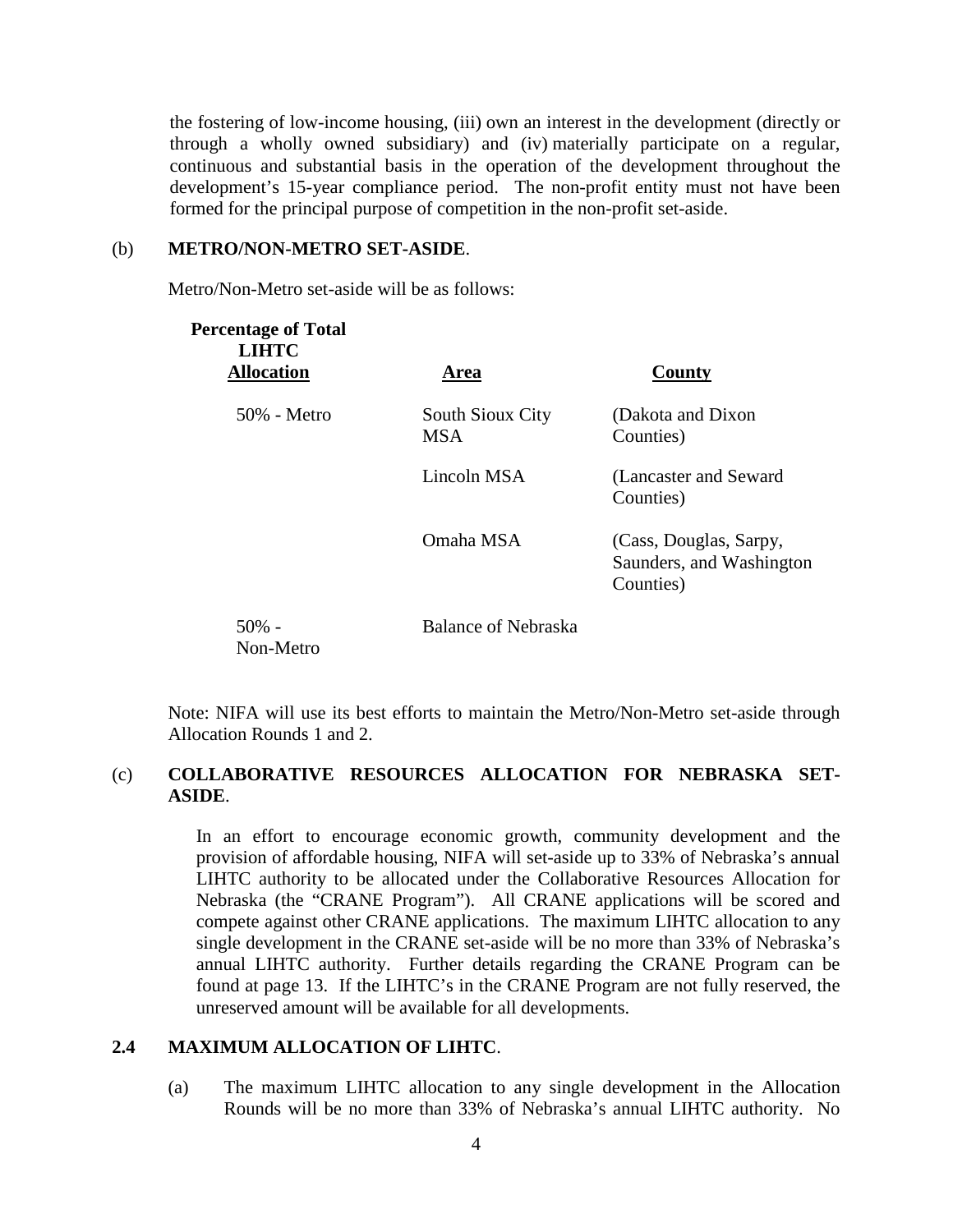the fostering of low-income housing, (iii) own an interest in the development (directly or through a wholly owned subsidiary) and (iv) materially participate on a regular, continuous and substantial basis in the operation of the development throughout the development's 15-year compliance period. The non-profit entity must not have been formed for the principal purpose of competition in the non-profit set-aside.

(b) **METRO/NON-METRO SET-ASIDE**.

Metro/Non-Metro set-aside will be as follows:

| **Percentage of Total LIHTC Allocation** | **Area** | **County** |
|---|---|---|
| 50% - Metro | South Sioux City MSA | (Dakota and Dixon Counties) |
| | Lincoln MSA | (Lancaster and Seward Counties) |
| | Omaha MSA | (Cass, Douglas, Sarpy, Saunders, and Washington Counties) |
| 50% - Non-Metro | Balance of Nebraska | |

Note: NIFA will use its best efforts to maintain the Metro/Non-Metro set-aside through Allocation Rounds 1 and 2.

(c) **COLLABORATIVE RESOURCES ALLOCATION FOR NEBRASKA SET-ASIDE**.

In an effort to encourage economic growth, community development and the provision of affordable housing, NIFA will set-aside up to 33% of Nebraska's annual LIHTC authority to be allocated under the Collaborative Resources Allocation for Nebraska (the "CRANE Program"). All CRANE applications will be scored and compete against other CRANE applications. The maximum LIHTC allocation to any single development in the CRANE set-aside will be no more than 33% of Nebraska's annual LIHTC authority. Further details regarding the CRANE Program can be found at page 13. If the LIHTC's in the CRANE Program are not fully reserved, the unreserved amount will be available for all developments.

**2.4 MAXIMUM ALLOCATION OF LIHTC**.

(a) The maximum LIHTC allocation to any single development in the Allocation Rounds will be no more than 33% of Nebraska's annual LIHTC authority. No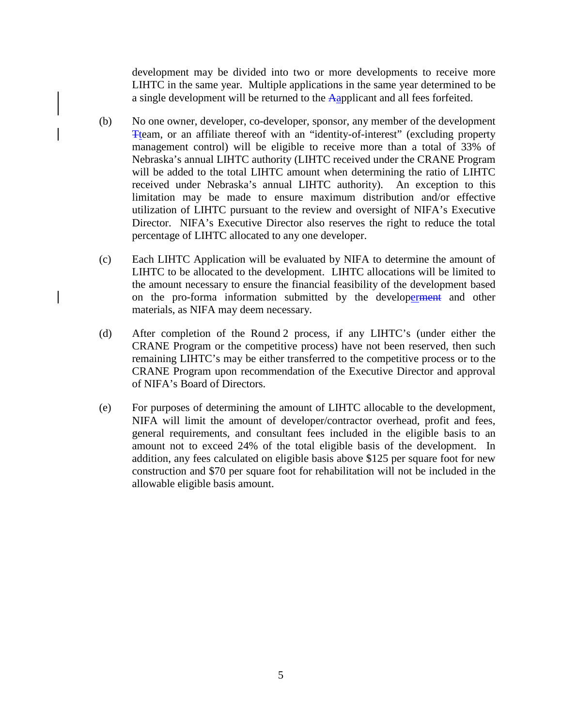development may be divided into two or more developments to receive more LIHTC in the same year. Multiple applications in the same year determined to be a single development will be returned to the ~~A~~applicant and all fees forfeited.

(b) No one owner, developer, co-developer, sponsor, any member of the development ~~T~~team, or an affiliate thereof with an "identity-of-interest" (excluding property management control) will be eligible to receive more than a total of 33% of Nebraska's annual LIHTC authority (LIHTC received under the CRANE Program will be added to the total LIHTC amount when determining the ratio of LIHTC received under Nebraska's annual LIHTC authority). An exception to this limitation may be made to ensure maximum distribution and/or effective utilization of LIHTC pursuant to the review and oversight of NIFA's Executive Director. NIFA's Executive Director also reserves the right to reduce the total percentage of LIHTC allocated to any one developer.

(c) Each LIHTC Application will be evaluated by NIFA to determine the amount of LIHTC to be allocated to the development. LIHTC allocations will be limited to the amount necessary to ensure the financial feasibility of the development based on the pro-forma information submitted by the developer~~ment~~ and other materials, as NIFA may deem necessary.

(d) After completion of the Round 2 process, if any LIHTC's (under either the CRANE Program or the competitive process) have not been reserved, then such remaining LIHTC's may be either transferred to the competitive process or to the CRANE Program upon recommendation of the Executive Director and approval of NIFA's Board of Directors.

(e) For purposes of determining the amount of LIHTC allocable to the development, NIFA will limit the amount of developer/contractor overhead, profit and fees, general requirements, and consultant fees included in the eligible basis to an amount not to exceed 24% of the total eligible basis of the development. In addition, any fees calculated on eligible basis above $125 per square foot for new construction and $70 per square foot for rehabilitation will not be included in the allowable eligible basis amount.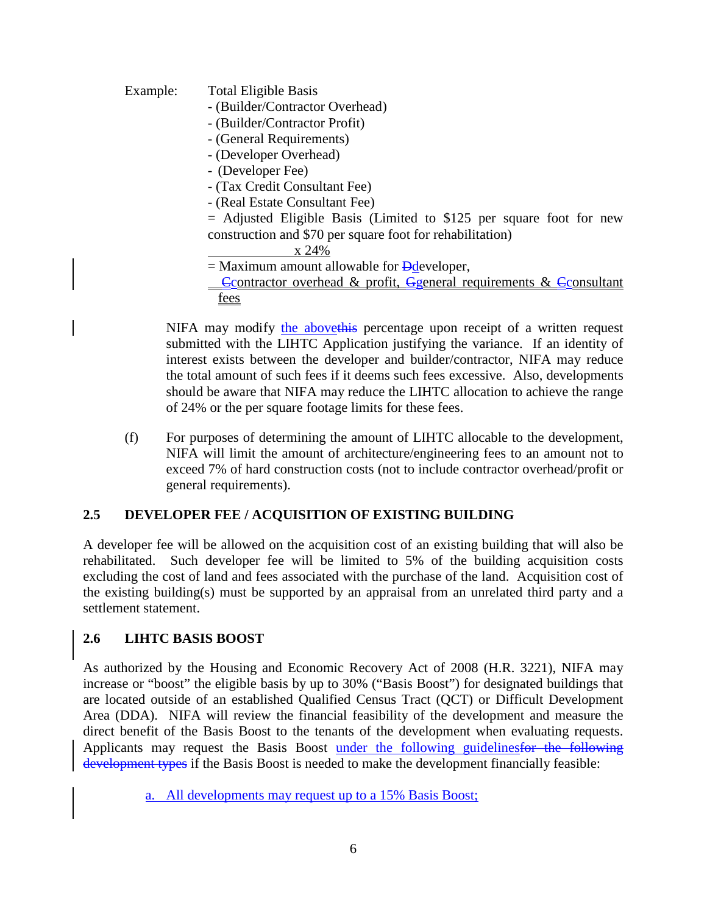Example: Total Eligible Basis
- (Builder/Contractor Overhead)
- (Builder/Contractor Profit)
- (General Requirements)
- (Developer Overhead)
- (Developer Fee)
- (Tax Credit Consultant Fee)
- (Real Estate Consultant Fee)

= Adjusted Eligible Basis (Limited to $125 per square foot for new construction and $70 per square foot for rehabilitation)

x 24%

= Maximum amount allowable for developer, contractor overhead & profit, general requirements & consultant fees

NIFA may modify the above percentage upon receipt of a written request submitted with the LIHTC Application justifying the variance. If an identity of interest exists between the developer and builder/contractor, NIFA may reduce the total amount of such fees if it deems such fees excessive. Also, developments should be aware that NIFA may reduce the LIHTC allocation to achieve the range of 24% or the per square footage limits for these fees.

(f) For purposes of determining the amount of LIHTC allocable to the development, NIFA will limit the amount of architecture/engineering fees to an amount not to exceed 7% of hard construction costs (not to include contractor overhead/profit or general requirements).

## 2.5 DEVELOPER FEE / ACQUISITION OF EXISTING BUILDING

A developer fee will be allowed on the acquisition cost of an existing building that will also be rehabilitated. Such developer fee will be limited to 5% of the building acquisition costs excluding the cost of land and fees associated with the purchase of the land. Acquisition cost of the existing building(s) must be supported by an appraisal from an unrelated third party and a settlement statement.

## 2.6 LIHTC BASIS BOOST

As authorized by the Housing and Economic Recovery Act of 2008 (H.R. 3221), NIFA may increase or "boost" the eligible basis by up to 30% ("Basis Boost") for designated buildings that are located outside of an established Qualified Census Tract (QCT) or Difficult Development Area (DDA). NIFA will review the financial feasibility of the development and measure the direct benefit of the Basis Boost to the tenants of the development when evaluating requests. Applicants may request the Basis Boost under the following guidelines if the Basis Boost is needed to make the development financially feasible:

a. All developments may request up to a 15% Basis Boost;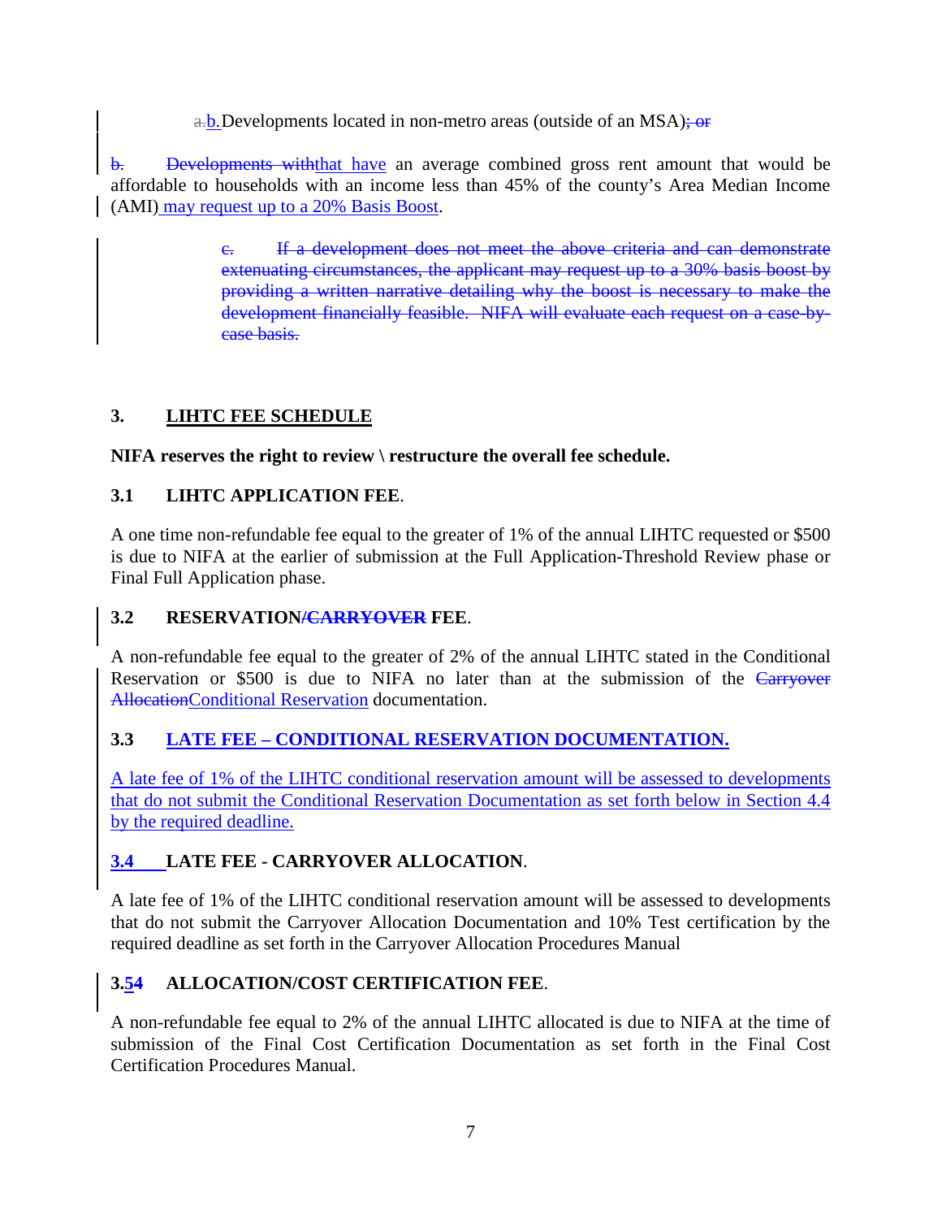~~a.~~b. Developments located in non-metro areas (outside of an MSA)~~; or~~

~~b.~~ ~~Developments with~~that have an average combined gross rent amount that would be affordable to households with an income less than 45% of the county's Area Median Income (AMI) may request up to a 20% Basis Boost.

> ~~c. If a development does not meet the above criteria and can demonstrate extenuating circumstances, the applicant may request up to a 30% basis boost by providing a written narrative detailing why the boost is necessary to make the development financially feasible. NIFA will evaluate each request on a case-by-case basis.~~

## 3. LIHTC FEE SCHEDULE

**NIFA reserves the right to review \ restructure the overall fee schedule.**

### 3.1 LIHTC APPLICATION FEE.

A one time non-refundable fee equal to the greater of 1% of the annual LIHTC requested or $500 is due to NIFA at the earlier of submission at the Full Application-Threshold Review phase or Final Full Application phase.

### 3.2 RESERVATION~~/CARRYOVER~~ FEE.

A non-refundable fee equal to the greater of 2% of the annual LIHTC stated in the Conditional Reservation or $500 is due to NIFA no later than at the submission of the ~~Carryover Allocation~~Conditional Reservation documentation.

### 3.3 LATE FEE – CONDITIONAL RESERVATION DOCUMENTATION.

A late fee of 1% of the LIHTC conditional reservation amount will be assessed to developments that do not submit the Conditional Reservation Documentation as set forth below in Section 4.4 by the required deadline.

### 3.4 LATE FEE - CARRYOVER ALLOCATION.

A late fee of 1% of the LIHTC conditional reservation amount will be assessed to developments that do not submit the Carryover Allocation Documentation and 10% Test certification by the required deadline as set forth in the Carryover Allocation Procedures Manual

### 3.5~~4~~ ALLOCATION/COST CERTIFICATION FEE.

A non-refundable fee equal to 2% of the annual LIHTC allocated is due to NIFA at the time of submission of the Final Cost Certification Documentation as set forth in the Final Cost Certification Procedures Manual.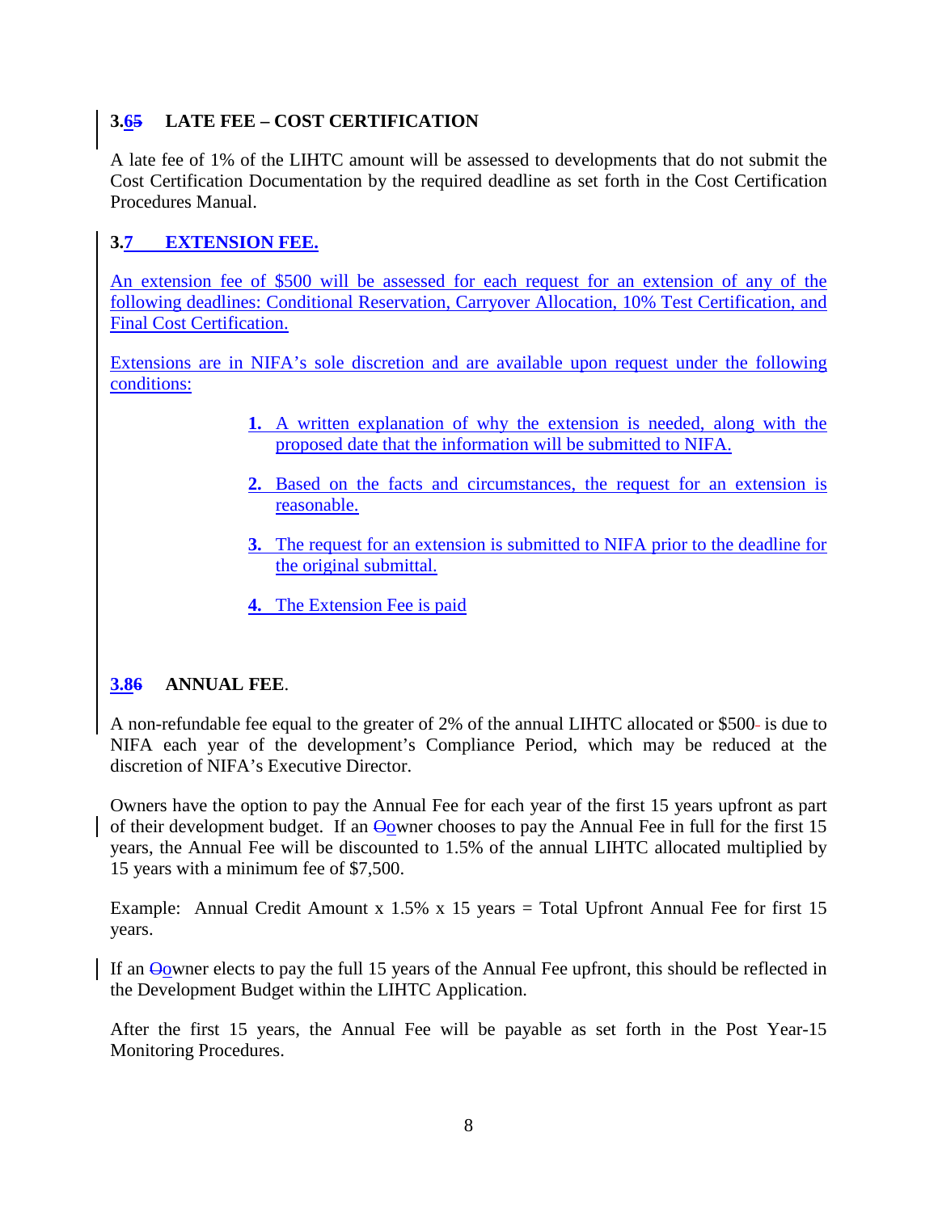### 3.6 LATE FEE – COST CERTIFICATION

A late fee of 1% of the LIHTC amount will be assessed to developments that do not submit the Cost Certification Documentation by the required deadline as set forth in the Cost Certification Procedures Manual.

### 3.7 EXTENSION FEE.

An extension fee of $500 will be assessed for each request for an extension of any of the following deadlines: Conditional Reservation, Carryover Allocation, 10% Test Certification, and Final Cost Certification.

Extensions are in NIFA's sole discretion and are available upon request under the following conditions:

1. A written explanation of why the extension is needed, along with the proposed date that the information will be submitted to NIFA.
2. Based on the facts and circumstances, the request for an extension is reasonable.
3. The request for an extension is submitted to NIFA prior to the deadline for the original submittal.
4. The Extension Fee is paid

### 3.8 ANNUAL FEE.

A non-refundable fee equal to the greater of 2% of the annual LIHTC allocated or $500 is due to NIFA each year of the development's Compliance Period, which may be reduced at the discretion of NIFA's Executive Director.

Owners have the option to pay the Annual Fee for each year of the first 15 years upfront as part of their development budget. If an owner chooses to pay the Annual Fee in full for the first 15 years, the Annual Fee will be discounted to 1.5% of the annual LIHTC allocated multiplied by 15 years with a minimum fee of $7,500.

Example: Annual Credit Amount x 1.5% x 15 years = Total Upfront Annual Fee for first 15 years.

If an owner elects to pay the full 15 years of the Annual Fee upfront, this should be reflected in the Development Budget within the LIHTC Application.

After the first 15 years, the Annual Fee will be payable as set forth in the Post Year-15 Monitoring Procedures.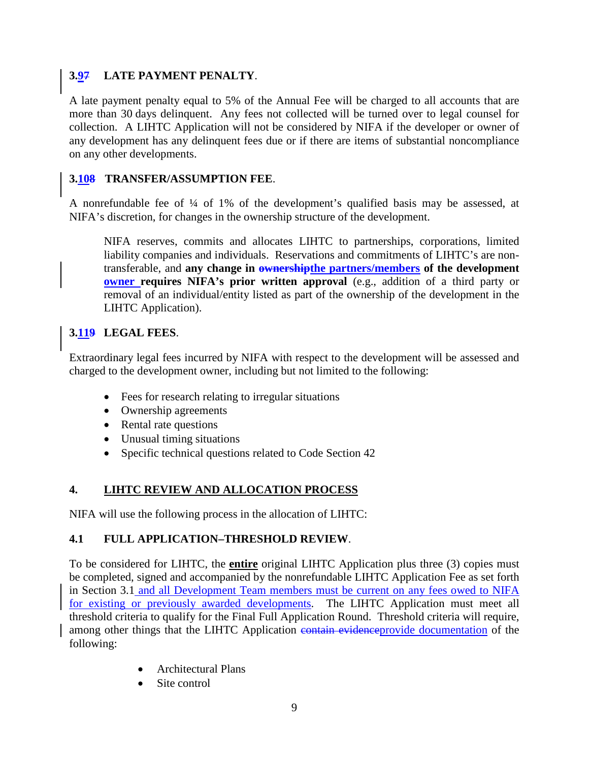### 3.~~7~~9 LATE PAYMENT PENALTY.

A late payment penalty equal to 5% of the Annual Fee will be charged to all accounts that are more than 30 days delinquent. Any fees not collected will be turned over to legal counsel for collection. A LIHTC Application will not be considered by NIFA if the developer or owner of any development has any delinquent fees due or if there are items of substantial noncompliance on any other developments.

### 3.~~8~~10 TRANSFER/ASSUMPTION FEE.

A nonrefundable fee of ¼ of 1% of the development's qualified basis may be assessed, at NIFA's discretion, for changes in the ownership structure of the development.

> NIFA reserves, commits and allocates LIHTC to partnerships, corporations, limited liability companies and individuals. Reservations and commitments of LIHTC's are non-transferable, and **any change in ~~ownership~~the partners/members of the development owner requires NIFA's prior written approval** (e.g., addition of a third party or removal of an individual/entity listed as part of the ownership of the development in the LIHTC Application).

### 3.~~9~~11 LEGAL FEES.

Extraordinary legal fees incurred by NIFA with respect to the development will be assessed and charged to the development owner, including but not limited to the following:

- Fees for research relating to irregular situations
- Ownership agreements
- Rental rate questions
- Unusual timing situations
- Specific technical questions related to Code Section 42

## 4. LIHTC REVIEW AND ALLOCATION PROCESS

NIFA will use the following process in the allocation of LIHTC:

### 4.1 FULL APPLICATION–THRESHOLD REVIEW.

To be considered for LIHTC, the **entire** original LIHTC Application plus three (3) copies must be completed, signed and accompanied by the nonrefundable LIHTC Application Fee as set forth in Section 3.1 and all Development Team members must be current on any fees owed to NIFA for existing or previously awarded developments. The LIHTC Application must meet all threshold criteria to qualify for the Final Full Application Round. Threshold criteria will require, among other things that the LIHTC Application ~~contain evidence~~provide documentation of the following:

- Architectural Plans
- Site control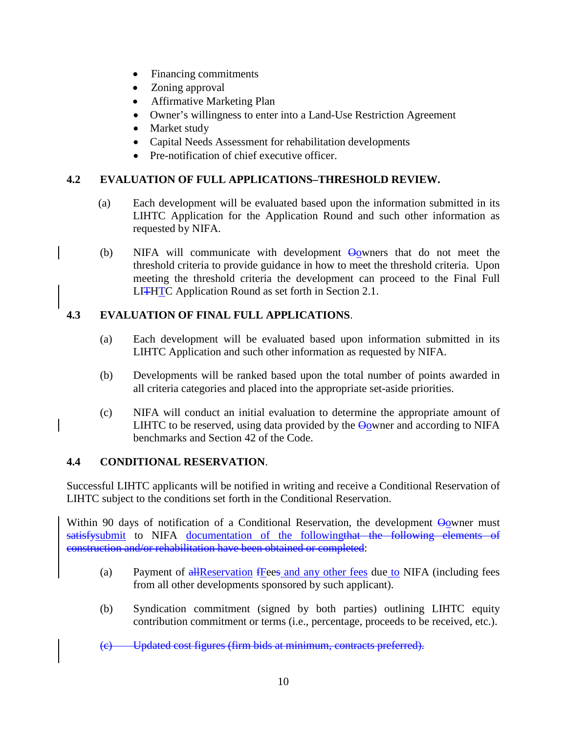- Financing commitments
- Zoning approval
- Affirmative Marketing Plan
- Owner's willingness to enter into a Land-Use Restriction Agreement
- Market study
- Capital Needs Assessment for rehabilitation developments
- Pre-notification of chief executive officer.

## 4.2 EVALUATION OF FULL APPLICATIONS–THRESHOLD REVIEW.

(a) Each development will be evaluated based upon the information submitted in its LIHTC Application for the Application Round and such other information as requested by NIFA.

(b) NIFA will communicate with development ~~O~~owners that do not meet the threshold criteria to provide guidance in how to meet the threshold criteria. Upon meeting the threshold criteria the development can proceed to the Final Full LI~~T~~HTC Application Round as set forth in Section 2.1.

## 4.3 EVALUATION OF FINAL FULL APPLICATIONS.

(a) Each development will be evaluated based upon information submitted in its LIHTC Application and such other information as requested by NIFA.

(b) Developments will be ranked based upon the total number of points awarded in all criteria categories and placed into the appropriate set-aside priorities.

(c) NIFA will conduct an initial evaluation to determine the appropriate amount of LIHTC to be reserved, using data provided by the ~~O~~owner and according to NIFA benchmarks and Section 42 of the Code.

## 4.4 CONDITIONAL RESERVATION.

Successful LIHTC applicants will be notified in writing and receive a Conditional Reservation of LIHTC subject to the conditions set forth in the Conditional Reservation.

Within 90 days of notification of a Conditional Reservation, the development ~~O~~owner must ~~satisfy~~submit to NIFA documentation of the following~~that the following elements of construction and/or rehabilitation have been obtained or completed~~:

(a) Payment of ~~all~~Reservation ~~f~~Fee~~s~~ and any other fees due to NIFA (including fees from all other developments sponsored by such applicant).

(b) Syndication commitment (signed by both parties) outlining LIHTC equity contribution commitment or terms (i.e., percentage, proceeds to be received, etc.).

~~(c) Updated cost figures (firm bids at minimum, contracts preferred).~~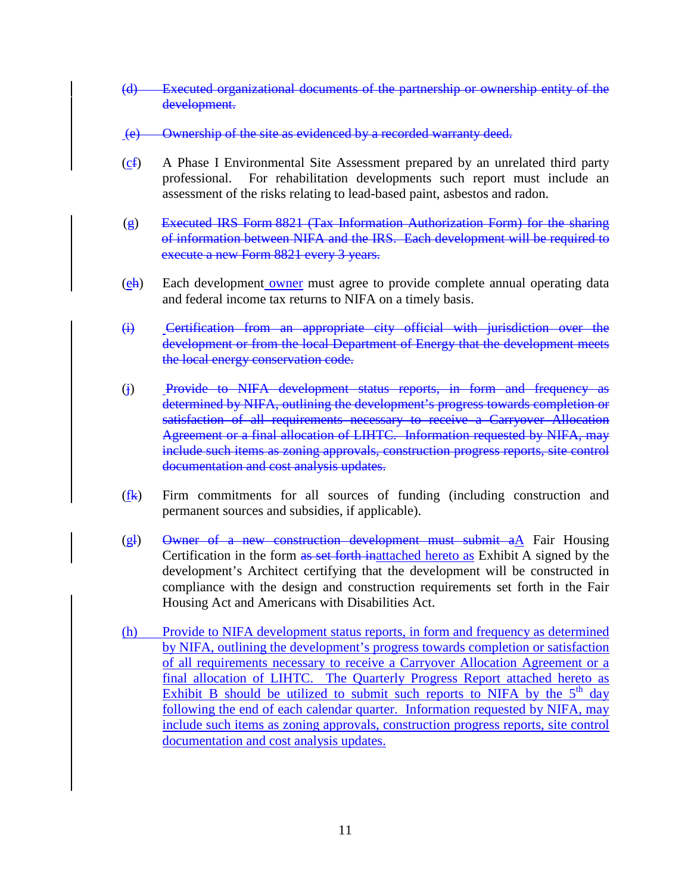(d) ~~Executed organizational documents of the partnership or ownership entity of the development.~~

~~(e) Ownership of the site as evidenced by a recorded warranty deed.~~

(c~~f~~) A Phase I Environmental Site Assessment prepared by an unrelated third party professional. For rehabilitation developments such report must include an assessment of the risks relating to lead-based paint, asbestos and radon.

(g) ~~Executed IRS Form 8821 (Tax Information Authorization Form) for the sharing of information between NIFA and the IRS. Each development will be required to execute a new Form 8821 every 3 years.~~

(e~~h~~) Each development owner must agree to provide complete annual operating data and federal income tax returns to NIFA on a timely basis.

~~(i) Certification from an appropriate city official with jurisdiction over the development or from the local Department of Energy that the development meets the local energy conservation code.~~

~~(j) Provide to NIFA development status reports, in form and frequency as determined by NIFA, outlining the development's progress towards completion or satisfaction of all requirements necessary to receive a Carryover Allocation Agreement or a final allocation of LIHTC. Information requested by NIFA, may include such items as zoning approvals, construction progress reports, site control documentation and cost analysis updates.~~

(f~~k~~) Firm commitments for all sources of funding (including construction and permanent sources and subsidies, if applicable).

(g~~l~~) ~~Owner of a new construction development must submit a~~A Fair Housing Certification in the form ~~as set forth in~~attached hereto as Exhibit A signed by the development's Architect certifying that the development will be constructed in compliance with the design and construction requirements set forth in the Fair Housing Act and Americans with Disabilities Act.

(h) Provide to NIFA development status reports, in form and frequency as determined by NIFA, outlining the development's progress towards completion or satisfaction of all requirements necessary to receive a Carryover Allocation Agreement or a final allocation of LIHTC. The Quarterly Progress Report attached hereto as Exhibit B should be utilized to submit such reports to NIFA by the 5th day following the end of each calendar quarter. Information requested by NIFA, may include such items as zoning approvals, construction progress reports, site control documentation and cost analysis updates.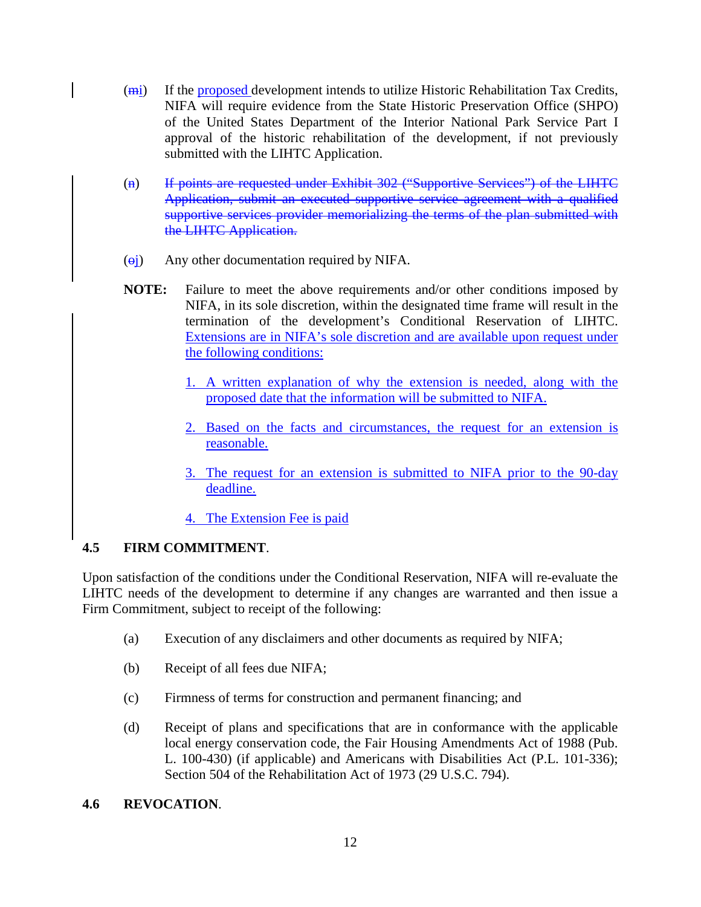(~~m~~i) If the proposed development intends to utilize Historic Rehabilitation Tax Credits, NIFA will require evidence from the State Historic Preservation Office (SHPO) of the United States Department of the Interior National Park Service Part I approval of the historic rehabilitation of the development, if not previously submitted with the LIHTC Application.

(~~n~~) ~~If points are requested under Exhibit 302 ("Supportive Services") of the LIHTC Application, submit an executed supportive service agreement with a qualified supportive services provider memorializing the terms of the plan submitted with the LIHTC Application.~~

(~~o~~j) Any other documentation required by NIFA.

**NOTE:** Failure to meet the above requirements and/or other conditions imposed by NIFA, in its sole discretion, within the designated time frame will result in the termination of the development's Conditional Reservation of LIHTC. Extensions are in NIFA's sole discretion and are available upon request under the following conditions:

1. A written explanation of why the extension is needed, along with the proposed date that the information will be submitted to NIFA.

2. Based on the facts and circumstances, the request for an extension is reasonable.

3. The request for an extension is submitted to NIFA prior to the 90-day deadline.

4. The Extension Fee is paid

### 4.5 FIRM COMMITMENT.

Upon satisfaction of the conditions under the Conditional Reservation, NIFA will re-evaluate the LIHTC needs of the development to determine if any changes are warranted and then issue a Firm Commitment, subject to receipt of the following:

(a) Execution of any disclaimers and other documents as required by NIFA;

(b) Receipt of all fees due NIFA;

(c) Firmness of terms for construction and permanent financing; and

(d) Receipt of plans and specifications that are in conformance with the applicable local energy conservation code, the Fair Housing Amendments Act of 1988 (Pub. L. 100-430) (if applicable) and Americans with Disabilities Act (P.L. 101-336); Section 504 of the Rehabilitation Act of 1973 (29 U.S.C. 794).

### 4.6 REVOCATION.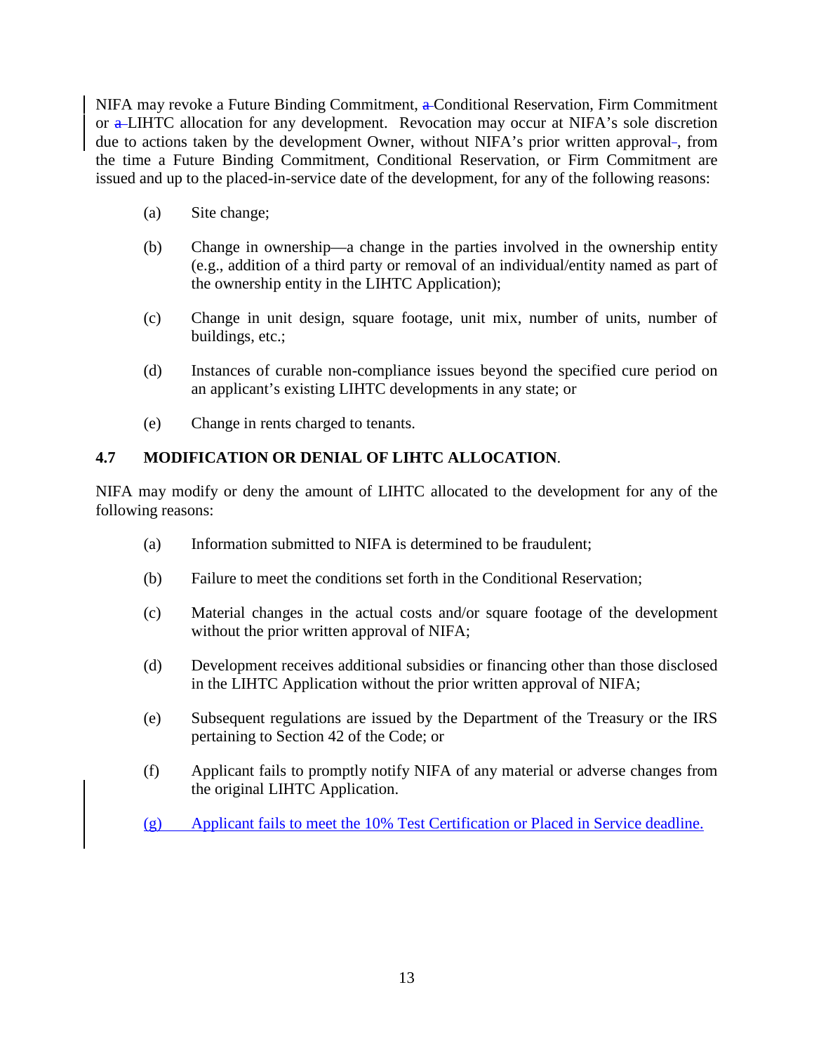NIFA may revoke a Future Binding Commitment, Conditional Reservation, Firm Commitment or LIHTC allocation for any development. Revocation may occur at NIFA's sole discretion due to actions taken by the development Owner, without NIFA's prior written approval, from the time a Future Binding Commitment, Conditional Reservation, or Firm Commitment are issued and up to the placed-in-service date of the development, for any of the following reasons:

(a) Site change;

(b) Change in ownership—a change in the parties involved in the ownership entity (e.g., addition of a third party or removal of an individual/entity named as part of the ownership entity in the LIHTC Application);

(c) Change in unit design, square footage, unit mix, number of units, number of buildings, etc.;

(d) Instances of curable non-compliance issues beyond the specified cure period on an applicant's existing LIHTC developments in any state; or

(e) Change in rents charged to tenants.

### 4.7 MODIFICATION OR DENIAL OF LIHTC ALLOCATION.

NIFA may modify or deny the amount of LIHTC allocated to the development for any of the following reasons:

(a) Information submitted to NIFA is determined to be fraudulent;

(b) Failure to meet the conditions set forth in the Conditional Reservation;

(c) Material changes in the actual costs and/or square footage of the development without the prior written approval of NIFA;

(d) Development receives additional subsidies or financing other than those disclosed in the LIHTC Application without the prior written approval of NIFA;

(e) Subsequent regulations are issued by the Department of the Treasury or the IRS pertaining to Section 42 of the Code; or

(f) Applicant fails to promptly notify NIFA of any material or adverse changes from the original LIHTC Application.

(g) Applicant fails to meet the 10% Test Certification or Placed in Service deadline.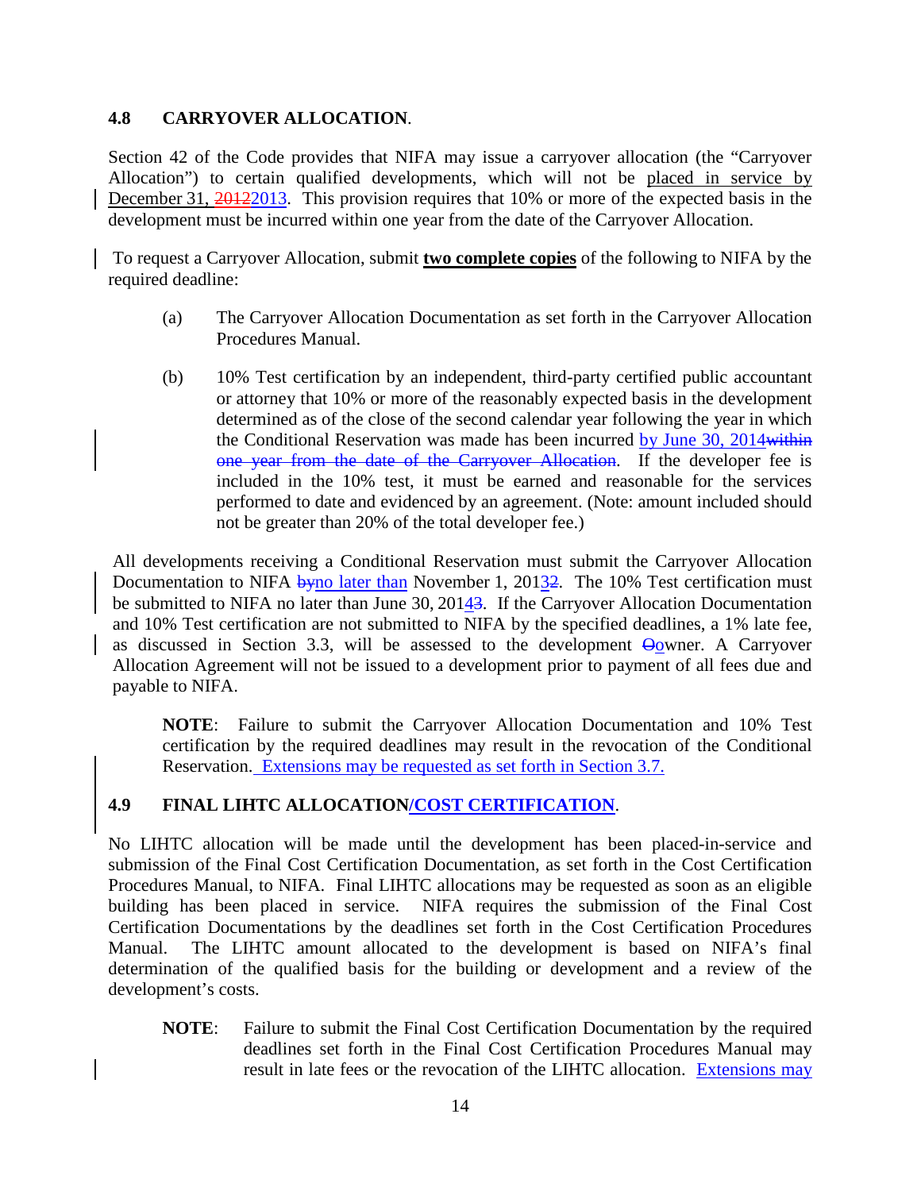### 4.8 CARRYOVER ALLOCATION.

Section 42 of the Code provides that NIFA may issue a carryover allocation (the "Carryover Allocation") to certain qualified developments, which will not be placed in service by December 31, ~~2012~~2013. This provision requires that 10% or more of the expected basis in the development must be incurred within one year from the date of the Carryover Allocation.

To request a Carryover Allocation, submit **two complete copies** of the following to NIFA by the required deadline:

(a) The Carryover Allocation Documentation as set forth in the Carryover Allocation Procedures Manual.

(b) 10% Test certification by an independent, third-party certified public accountant or attorney that 10% or more of the reasonably expected basis in the development determined as of the close of the second calendar year following the year in which the Conditional Reservation was made has been incurred by June 30, 2014~~within one year from the date of the Carryover Allocation~~. If the developer fee is included in the 10% test, it must be earned and reasonable for the services performed to date and evidenced by an agreement. (Note: amount included should not be greater than 20% of the total developer fee.)

All developments receiving a Conditional Reservation must submit the Carryover Allocation Documentation to NIFA ~~by~~no later than November 1, 2013~~2~~. The 10% Test certification must be submitted to NIFA no later than June 30, 2014~~3~~. If the Carryover Allocation Documentation and 10% Test certification are not submitted to NIFA by the specified deadlines, a 1% late fee, as discussed in Section 3.3, will be assessed to the development ~~O~~owner. A Carryover Allocation Agreement will not be issued to a development prior to payment of all fees due and payable to NIFA.

**NOTE**: Failure to submit the Carryover Allocation Documentation and 10% Test certification by the required deadlines may result in the revocation of the Conditional Reservation. Extensions may be requested as set forth in Section 3.7.

### 4.9 FINAL LIHTC ALLOCATION/COST CERTIFICATION.

No LIHTC allocation will be made until the development has been placed-in-service and submission of the Final Cost Certification Documentation, as set forth in the Cost Certification Procedures Manual, to NIFA. Final LIHTC allocations may be requested as soon as an eligible building has been placed in service. NIFA requires the submission of the Final Cost Certification Documentations by the deadlines set forth in the Cost Certification Procedures Manual. The LIHTC amount allocated to the development is based on NIFA's final determination of the qualified basis for the building or development and a review of the development's costs.

**NOTE**: Failure to submit the Final Cost Certification Documentation by the required deadlines set forth in the Final Cost Certification Procedures Manual may result in late fees or the revocation of the LIHTC allocation. Extensions may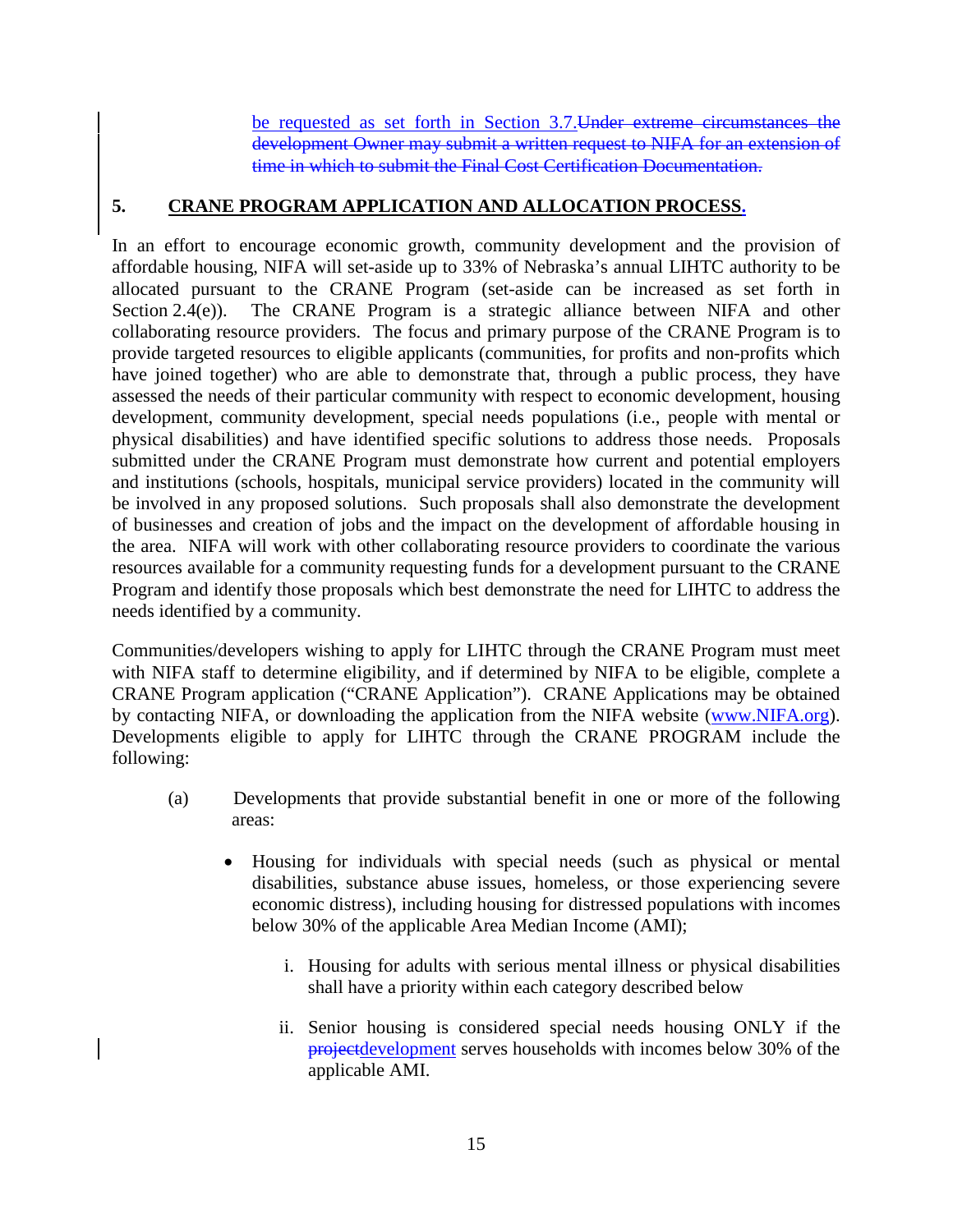be requested as set forth in Section 3.7.~~Under extreme circumstances the development Owner may submit a written request to NIFA for an extension of time in which to submit the Final Cost Certification Documentation.~~

## 5. CRANE PROGRAM APPLICATION AND ALLOCATION PROCESS.

In an effort to encourage economic growth, community development and the provision of affordable housing, NIFA will set-aside up to 33% of Nebraska's annual LIHTC authority to be allocated pursuant to the CRANE Program (set-aside can be increased as set forth in Section 2.4(e)). The CRANE Program is a strategic alliance between NIFA and other collaborating resource providers. The focus and primary purpose of the CRANE Program is to provide targeted resources to eligible applicants (communities, for profits and non-profits which have joined together) who are able to demonstrate that, through a public process, they have assessed the needs of their particular community with respect to economic development, housing development, community development, special needs populations (i.e., people with mental or physical disabilities) and have identified specific solutions to address those needs. Proposals submitted under the CRANE Program must demonstrate how current and potential employers and institutions (schools, hospitals, municipal service providers) located in the community will be involved in any proposed solutions. Such proposals shall also demonstrate the development of businesses and creation of jobs and the impact on the development of affordable housing in the area. NIFA will work with other collaborating resource providers to coordinate the various resources available for a community requesting funds for a development pursuant to the CRANE Program and identify those proposals which best demonstrate the need for LIHTC to address the needs identified by a community.

Communities/developers wishing to apply for LIHTC through the CRANE Program must meet with NIFA staff to determine eligibility, and if determined by NIFA to be eligible, complete a CRANE Program application ("CRANE Application"). CRANE Applications may be obtained by contacting NIFA, or downloading the application from the NIFA website (www.NIFA.org). Developments eligible to apply for LIHTC through the CRANE PROGRAM include the following:

(a) Developments that provide substantial benefit in one or more of the following areas:

- Housing for individuals with special needs (such as physical or mental disabilities, substance abuse issues, homeless, or those experiencing severe economic distress), including housing for distressed populations with incomes below 30% of the applicable Area Median Income (AMI);

    i. Housing for adults with serious mental illness or physical disabilities shall have a priority within each category described below

    ii. Senior housing is considered special needs housing ONLY if the ~~project~~development serves households with incomes below 30% of the applicable AMI.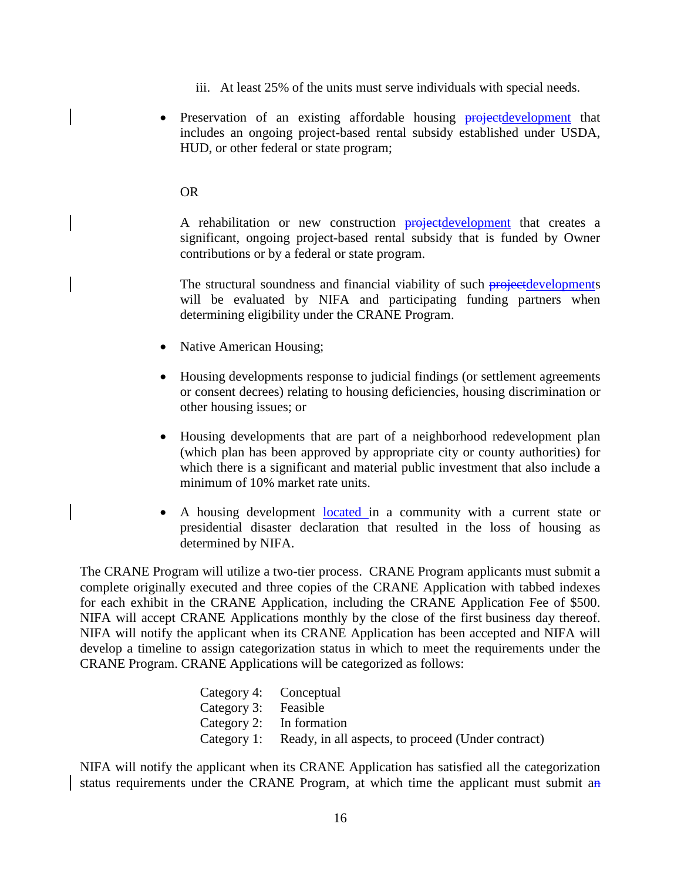iii. At least 25% of the units must serve individuals with special needs.

- Preservation of an existing affordable housing ~~project~~development that includes an ongoing project-based rental subsidy established under USDA, HUD, or other federal or state program;

  OR

  A rehabilitation or new construction ~~project~~development that creates a significant, ongoing project-based rental subsidy that is funded by Owner contributions or by a federal or state program.

  The structural soundness and financial viability of such ~~project~~developments will be evaluated by NIFA and participating funding partners when determining eligibility under the CRANE Program.

- Native American Housing;

- Housing developments response to judicial findings (or settlement agreements or consent decrees) relating to housing deficiencies, housing discrimination or other housing issues; or

- Housing developments that are part of a neighborhood redevelopment plan (which plan has been approved by appropriate city or county authorities) for which there is a significant and material public investment that also include a minimum of 10% market rate units.

- A housing development located in a community with a current state or presidential disaster declaration that resulted in the loss of housing as determined by NIFA.

The CRANE Program will utilize a two-tier process. CRANE Program applicants must submit a complete originally executed and three copies of the CRANE Application with tabbed indexes for each exhibit in the CRANE Application, including the CRANE Application Fee of $500. NIFA will accept CRANE Applications monthly by the close of the first business day thereof. NIFA will notify the applicant when its CRANE Application has been accepted and NIFA will develop a timeline to assign categorization status in which to meet the requirements under the CRANE Program. CRANE Applications will be categorized as follows:

| | |
|---|---|
| Category 4: | Conceptual |
| Category 3: | Feasible |
| Category 2: | In formation |
| Category 1: | Ready, in all aspects, to proceed (Under contract) |

NIFA will notify the applicant when its CRANE Application has satisfied all the categorization status requirements under the CRANE Program, at which time the applicant must submit a~~n~~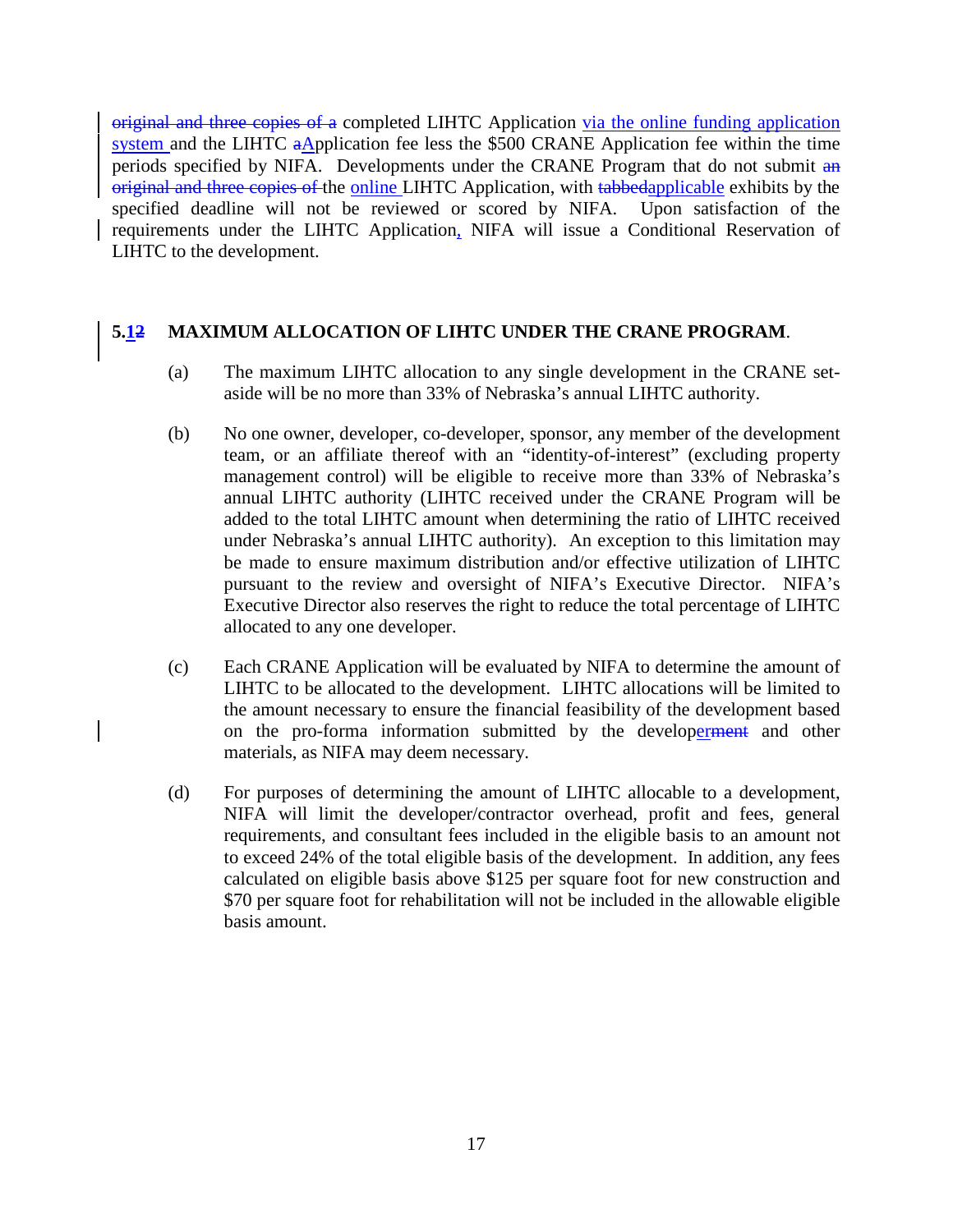~~original and three copies of a~~ completed LIHTC Application via the online funding application system and the LIHTC ~~a~~Application fee less the $500 CRANE Application fee within the time periods specified by NIFA. Developments under the CRANE Program that do not submit ~~an original and three copies of~~ the online LIHTC Application, with ~~tabbed~~applicable exhibits by the specified deadline will not be reviewed or scored by NIFA. Upon satisfaction of the requirements under the LIHTC Application, NIFA will issue a Conditional Reservation of LIHTC to the development.

## 5.1~~2~~ MAXIMUM ALLOCATION OF LIHTC UNDER THE CRANE PROGRAM.

(a) The maximum LIHTC allocation to any single development in the CRANE set-aside will be no more than 33% of Nebraska's annual LIHTC authority.

(b) No one owner, developer, co-developer, sponsor, any member of the development team, or an affiliate thereof with an "identity-of-interest" (excluding property management control) will be eligible to receive more than 33% of Nebraska's annual LIHTC authority (LIHTC received under the CRANE Program will be added to the total LIHTC amount when determining the ratio of LIHTC received under Nebraska's annual LIHTC authority). An exception to this limitation may be made to ensure maximum distribution and/or effective utilization of LIHTC pursuant to the review and oversight of NIFA's Executive Director. NIFA's Executive Director also reserves the right to reduce the total percentage of LIHTC allocated to any one developer.

(c) Each CRANE Application will be evaluated by NIFA to determine the amount of LIHTC to be allocated to the development. LIHTC allocations will be limited to the amount necessary to ensure the financial feasibility of the development based on the pro-forma information submitted by the developer~~ment~~ and other materials, as NIFA may deem necessary.

(d) For purposes of determining the amount of LIHTC allocable to a development, NIFA will limit the developer/contractor overhead, profit and fees, general requirements, and consultant fees included in the eligible basis to an amount not to exceed 24% of the total eligible basis of the development. In addition, any fees calculated on eligible basis above $125 per square foot for new construction and $70 per square foot for rehabilitation will not be included in the allowable eligible basis amount.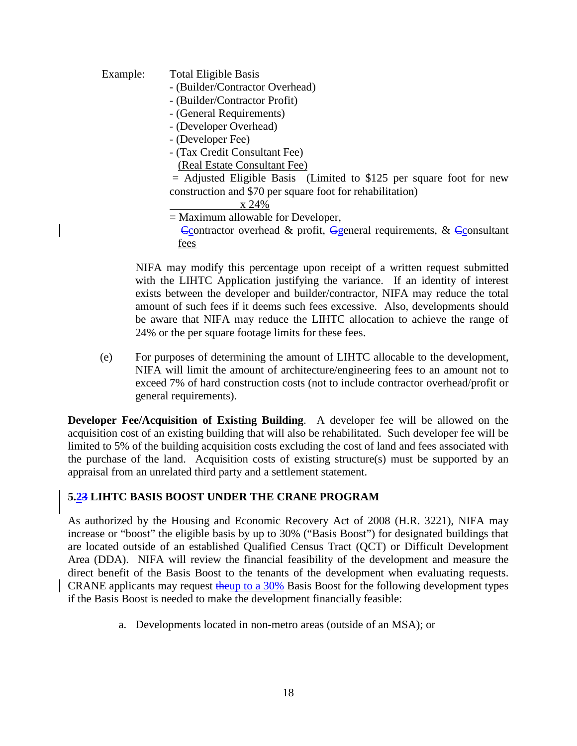Example: Total Eligible Basis
- (Builder/Contractor Overhead)
- (Builder/Contractor Profit)
- (General Requirements)
- (Developer Overhead)
- (Developer Fee)
- (Tax Credit Consultant Fee)
(Real Estate Consultant Fee)
= Adjusted Eligible Basis (Limited to $125 per square foot for new construction and $70 per square foot for rehabilitation)
x 24%
= Maximum allowable for Developer,
Ccontractor overhead & profit, Ggeneral requirements, & Cconsultant fees

NIFA may modify this percentage upon receipt of a written request submitted with the LIHTC Application justifying the variance. If an identity of interest exists between the developer and builder/contractor, NIFA may reduce the total amount of such fees if it deems such fees excessive. Also, developments should be aware that NIFA may reduce the LIHTC allocation to achieve the range of 24% or the per square footage limits for these fees.

(e) For purposes of determining the amount of LIHTC allocable to the development, NIFA will limit the amount of architecture/engineering fees to an amount not to exceed 7% of hard construction costs (not to include contractor overhead/profit or general requirements).

**Developer Fee/Acquisition of Existing Building**. A developer fee will be allowed on the acquisition cost of an existing building that will also be rehabilitated. Such developer fee will be limited to 5% of the building acquisition costs excluding the cost of land and fees associated with the purchase of the land. Acquisition costs of existing structure(s) must be supported by an appraisal from an unrelated third party and a settlement statement.

## 5.23 LIHTC BASIS BOOST UNDER THE CRANE PROGRAM

As authorized by the Housing and Economic Recovery Act of 2008 (H.R. 3221), NIFA may increase or "boost" the eligible basis by up to 30% ("Basis Boost") for designated buildings that are located outside of an established Qualified Census Tract (QCT) or Difficult Development Area (DDA). NIFA will review the financial feasibility of the development and measure the direct benefit of the Basis Boost to the tenants of the development when evaluating requests. CRANE applicants may request theup to a 30% Basis Boost for the following development types if the Basis Boost is needed to make the development financially feasible:

a. Developments located in non-metro areas (outside of an MSA); or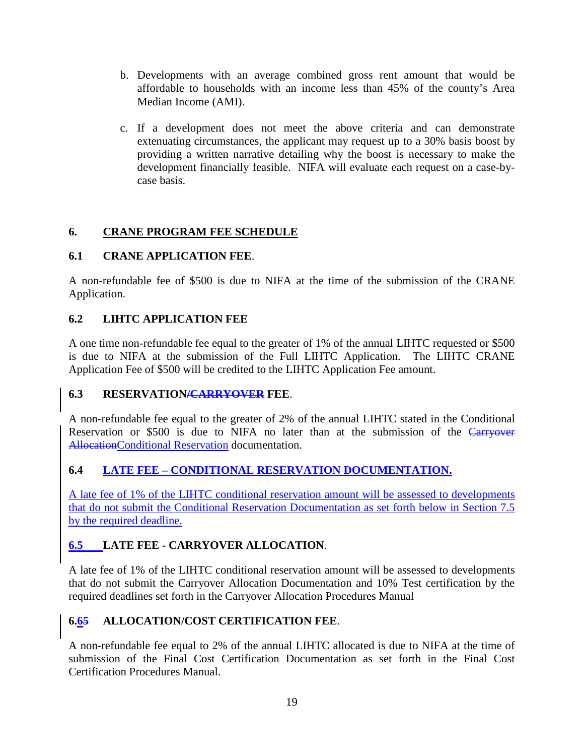b. Developments with an average combined gross rent amount that would be affordable to households with an income less than 45% of the county's Area Median Income (AMI).

c. If a development does not meet the above criteria and can demonstrate extenuating circumstances, the applicant may request up to a 30% basis boost by providing a written narrative detailing why the boost is necessary to make the development financially feasible. NIFA will evaluate each request on a case-by-case basis.

## 6. CRANE PROGRAM FEE SCHEDULE

### 6.1 CRANE APPLICATION FEE.

A non-refundable fee of $500 is due to NIFA at the time of the submission of the CRANE Application.

### 6.2 LIHTC APPLICATION FEE

A one time non-refundable fee equal to the greater of 1% of the annual LIHTC requested or $500 is due to NIFA at the submission of the Full LIHTC Application. The LIHTC CRANE Application Fee of $500 will be credited to the LIHTC Application Fee amount.

### 6.3 RESERVATION~~/CARRYOVER~~ FEE.

A non-refundable fee equal to the greater of 2% of the annual LIHTC stated in the Conditional Reservation or $500 is due to NIFA no later than at the submission of the ~~Carryover Allocation~~Conditional Reservation documentation.

### 6.4 LATE FEE – CONDITIONAL RESERVATION DOCUMENTATION.

A late fee of 1% of the LIHTC conditional reservation amount will be assessed to developments that do not submit the Conditional Reservation Documentation as set forth below in Section 7.5 by the required deadline.

### 6.5 LATE FEE - CARRYOVER ALLOCATION.

A late fee of 1% of the LIHTC conditional reservation amount will be assessed to developments that do not submit the Carryover Allocation Documentation and 10% Test certification by the required deadlines set forth in the Carryover Allocation Procedures Manual

### 6.6~~5~~ ALLOCATION/COST CERTIFICATION FEE.

A non-refundable fee equal to 2% of the annual LIHTC allocated is due to NIFA at the time of submission of the Final Cost Certification Documentation as set forth in the Final Cost Certification Procedures Manual.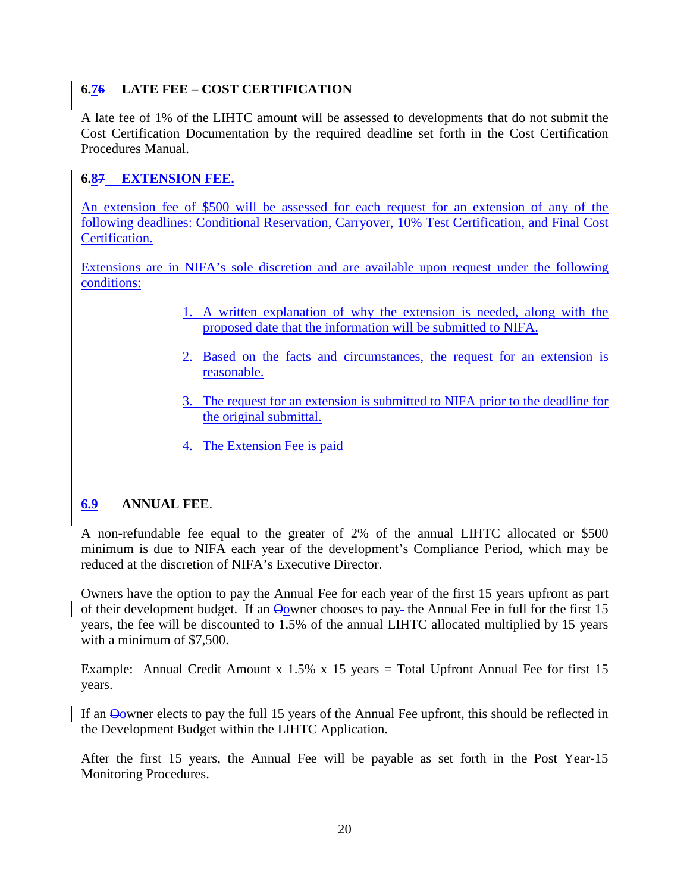### 6.7 LATE FEE – COST CERTIFICATION

A late fee of 1% of the LIHTC amount will be assessed to developments that do not submit the Cost Certification Documentation by the required deadline set forth in the Cost Certification Procedures Manual.

### 6.8 EXTENSION FEE.

An extension fee of $500 will be assessed for each request for an extension of any of the following deadlines: Conditional Reservation, Carryover, 10% Test Certification, and Final Cost Certification.

Extensions are in NIFA's sole discretion and are available upon request under the following conditions:

1. A written explanation of why the extension is needed, along with the proposed date that the information will be submitted to NIFA.
2. Based on the facts and circumstances, the request for an extension is reasonable.
3. The request for an extension is submitted to NIFA prior to the deadline for the original submittal.
4. The Extension Fee is paid

### 6.9 ANNUAL FEE.

A non-refundable fee equal to the greater of 2% of the annual LIHTC allocated or $500 minimum is due to NIFA each year of the development's Compliance Period, which may be reduced at the discretion of NIFA's Executive Director.

Owners have the option to pay the Annual Fee for each year of the first 15 years upfront as part of their development budget. If an owner chooses to pay the Annual Fee in full for the first 15 years, the fee will be discounted to 1.5% of the annual LIHTC allocated multiplied by 15 years with a minimum of $7,500.

Example: Annual Credit Amount x 1.5% x 15 years = Total Upfront Annual Fee for first 15 years.

If an owner elects to pay the full 15 years of the Annual Fee upfront, this should be reflected in the Development Budget within the LIHTC Application.

After the first 15 years, the Annual Fee will be payable as set forth in the Post Year-15 Monitoring Procedures.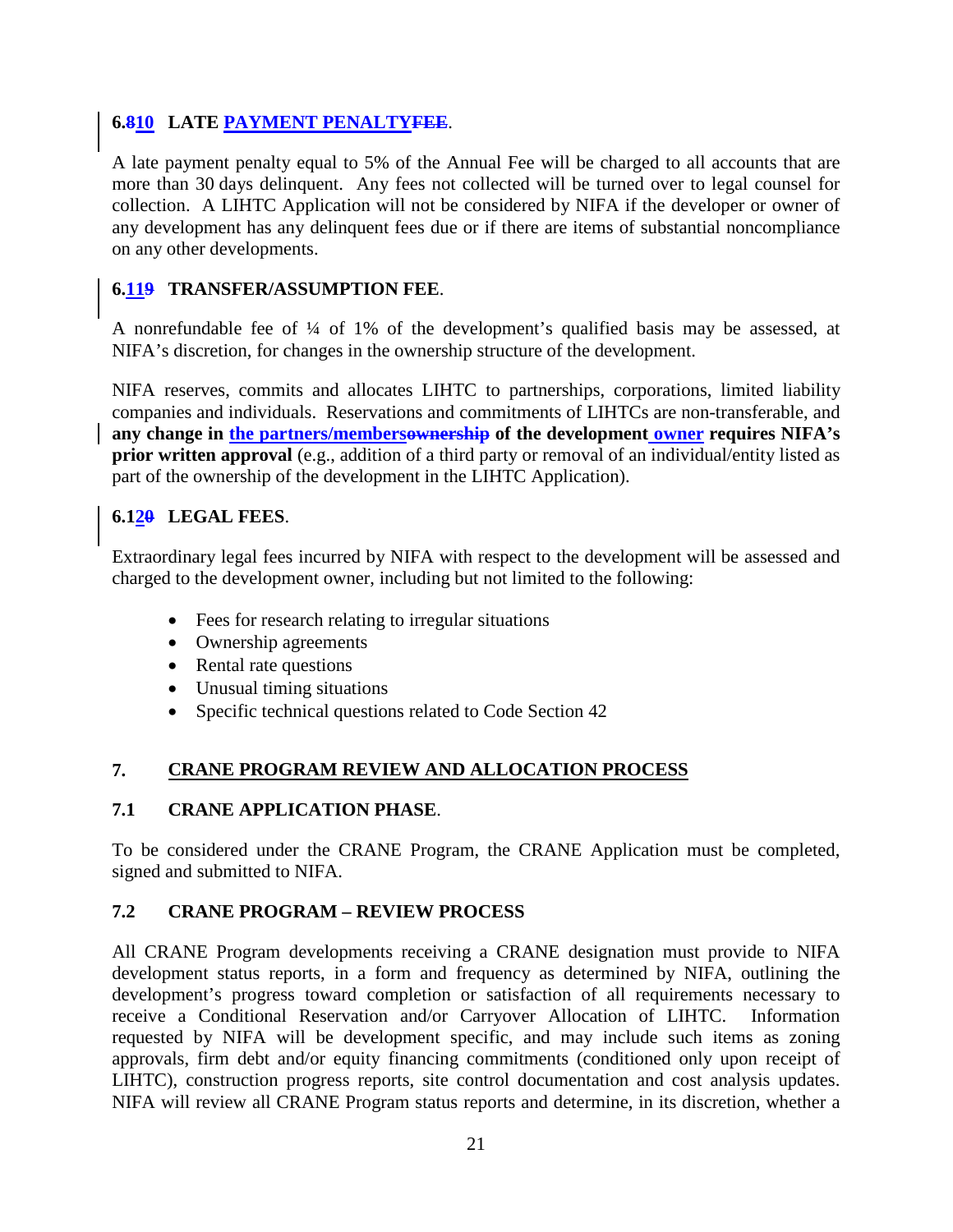### 6.810 LATE PAYMENT PENALTYFEE.

A late payment penalty equal to 5% of the Annual Fee will be charged to all accounts that are more than 30 days delinquent. Any fees not collected will be turned over to legal counsel for collection. A LIHTC Application will not be considered by NIFA if the developer or owner of any development has any delinquent fees due or if there are items of substantial noncompliance on any other developments.

### 6.119 TRANSFER/ASSUMPTION FEE.

A nonrefundable fee of ¼ of 1% of the development's qualified basis may be assessed, at NIFA's discretion, for changes in the ownership structure of the development.

NIFA reserves, commits and allocates LIHTC to partnerships, corporations, limited liability companies and individuals. Reservations and commitments of LIHTCs are non-transferable, and **any change in the partners/membersownership of the development owner requires NIFA's prior written approval** (e.g., addition of a third party or removal of an individual/entity listed as part of the ownership of the development in the LIHTC Application).

### 6.120 LEGAL FEES.

Extraordinary legal fees incurred by NIFA with respect to the development will be assessed and charged to the development owner, including but not limited to the following:

- Fees for research relating to irregular situations
- Ownership agreements
- Rental rate questions
- Unusual timing situations
- Specific technical questions related to Code Section 42

## 7. CRANE PROGRAM REVIEW AND ALLOCATION PROCESS

### 7.1 CRANE APPLICATION PHASE.

To be considered under the CRANE Program, the CRANE Application must be completed, signed and submitted to NIFA.

### 7.2 CRANE PROGRAM – REVIEW PROCESS

All CRANE Program developments receiving a CRANE designation must provide to NIFA development status reports, in a form and frequency as determined by NIFA, outlining the development's progress toward completion or satisfaction of all requirements necessary to receive a Conditional Reservation and/or Carryover Allocation of LIHTC. Information requested by NIFA will be development specific, and may include such items as zoning approvals, firm debt and/or equity financing commitments (conditioned only upon receipt of LIHTC), construction progress reports, site control documentation and cost analysis updates. NIFA will review all CRANE Program status reports and determine, in its discretion, whether a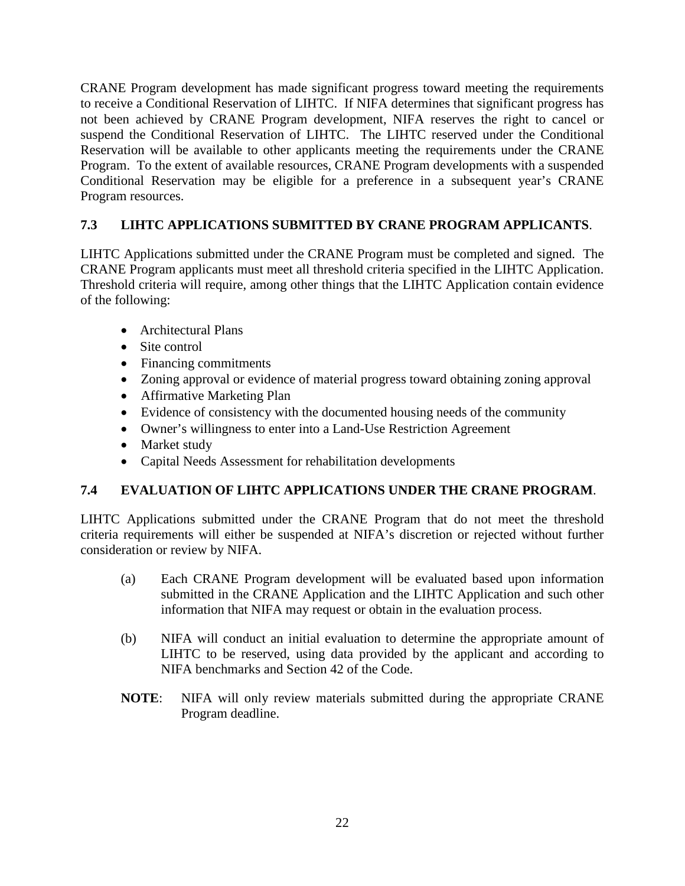CRANE Program development has made significant progress toward meeting the requirements to receive a Conditional Reservation of LIHTC. If NIFA determines that significant progress has not been achieved by CRANE Program development, NIFA reserves the right to cancel or suspend the Conditional Reservation of LIHTC. The LIHTC reserved under the Conditional Reservation will be available to other applicants meeting the requirements under the CRANE Program. To the extent of available resources, CRANE Program developments with a suspended Conditional Reservation may be eligible for a preference in a subsequent year's CRANE Program resources.

### 7.3 LIHTC APPLICATIONS SUBMITTED BY CRANE PROGRAM APPLICANTS.

LIHTC Applications submitted under the CRANE Program must be completed and signed. The CRANE Program applicants must meet all threshold criteria specified in the LIHTC Application. Threshold criteria will require, among other things that the LIHTC Application contain evidence of the following:

- Architectural Plans
- Site control
- Financing commitments
- Zoning approval or evidence of material progress toward obtaining zoning approval
- Affirmative Marketing Plan
- Evidence of consistency with the documented housing needs of the community
- Owner's willingness to enter into a Land-Use Restriction Agreement
- Market study
- Capital Needs Assessment for rehabilitation developments

### 7.4 EVALUATION OF LIHTC APPLICATIONS UNDER THE CRANE PROGRAM.

LIHTC Applications submitted under the CRANE Program that do not meet the threshold criteria requirements will either be suspended at NIFA's discretion or rejected without further consideration or review by NIFA.

(a) Each CRANE Program development will be evaluated based upon information submitted in the CRANE Application and the LIHTC Application and such other information that NIFA may request or obtain in the evaluation process.

(b) NIFA will conduct an initial evaluation to determine the appropriate amount of LIHTC to be reserved, using data provided by the applicant and according to NIFA benchmarks and Section 42 of the Code.

**NOTE**: NIFA will only review materials submitted during the appropriate CRANE Program deadline.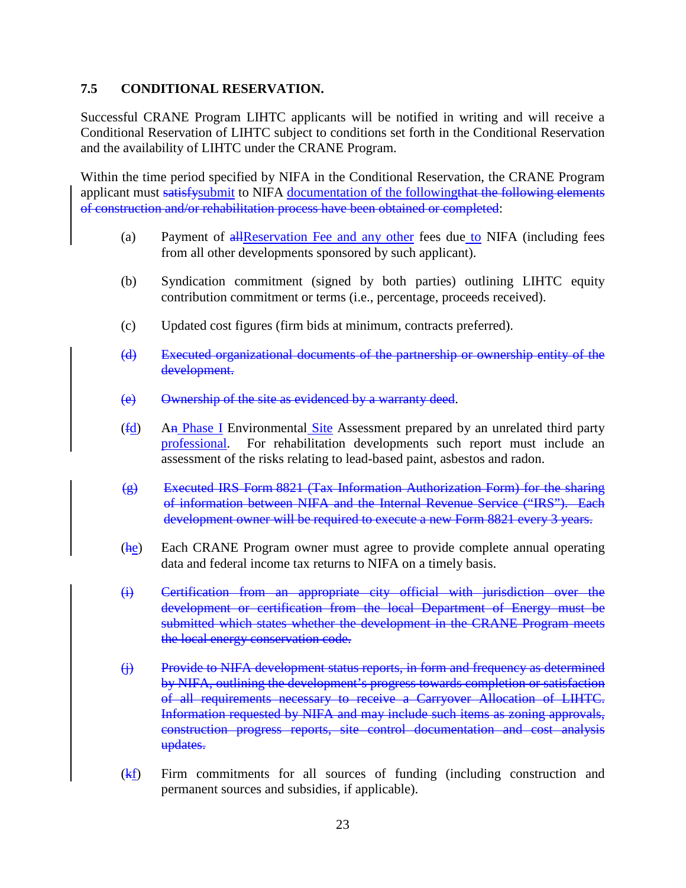### 7.5 CONDITIONAL RESERVATION.

Successful CRANE Program LIHTC applicants will be notified in writing and will receive a Conditional Reservation of LIHTC subject to conditions set forth in the Conditional Reservation and the availability of LIHTC under the CRANE Program.

Within the time period specified by NIFA in the Conditional Reservation, the CRANE Program applicant must ~~satisfy~~submit to NIFA documentation of the following~~that the following elements of construction and/or rehabilitation process have been obtained or completed~~:

(a) Payment of ~~all~~Reservation Fee and any other fees due to NIFA (including fees from all other developments sponsored by such applicant).

(b) Syndication commitment (signed by both parties) outlining LIHTC equity contribution commitment or terms (i.e., percentage, proceeds received).

(c) Updated cost figures (firm bids at minimum, contracts preferred).

~~(d) Executed organizational documents of the partnership or ownership entity of the development.~~

~~(e) Ownership of the site as evidenced by a warranty deed~~.

(~~f~~d) A~~n~~ Phase I Environmental Site Assessment prepared by an unrelated third party professional. For rehabilitation developments such report must include an assessment of the risks relating to lead-based paint, asbestos and radon.

~~(g) Executed IRS Form 8821 (Tax Information Authorization Form) for the sharing of information between NIFA and the Internal Revenue Service ("IRS"). Each development owner will be required to execute a new Form 8821 every 3 years.~~

(~~h~~e) Each CRANE Program owner must agree to provide complete annual operating data and federal income tax returns to NIFA on a timely basis.

~~(i) Certification from an appropriate city official with jurisdiction over the development or certification from the local Department of Energy must be submitted which states whether the development in the CRANE Program meets the local energy conservation code.~~

~~(j) Provide to NIFA development status reports, in form and frequency as determined by NIFA, outlining the development's progress towards completion or satisfaction of all requirements necessary to receive a Carryover Allocation of LIHTC. Information requested by NIFA and may include such items as zoning approvals, construction progress reports, site control documentation and cost analysis updates.~~

(~~k~~f) Firm commitments for all sources of funding (including construction and permanent sources and subsidies, if applicable).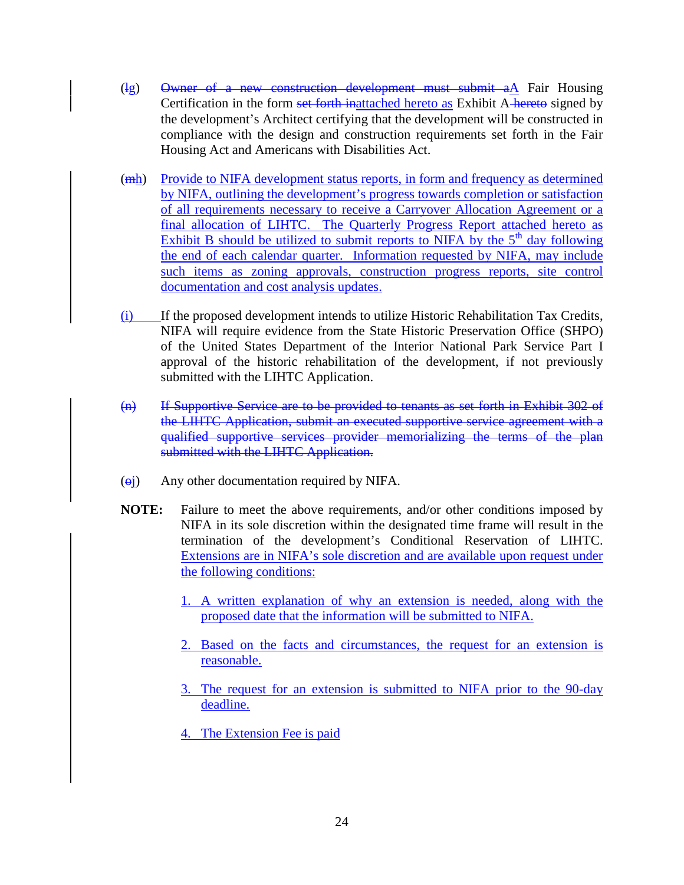(~~l~~g) ~~Owner of a new construction development must submit a~~A Fair Housing Certification in the form ~~set forth in~~attached hereto as Exhibit A ~~hereto~~ signed by the development's Architect certifying that the development will be constructed in compliance with the design and construction requirements set forth in the Fair Housing Act and Americans with Disabilities Act.

(~~m~~h) Provide to NIFA development status reports, in form and frequency as determined by NIFA, outlining the development's progress towards completion or satisfaction of all requirements necessary to receive a Carryover Allocation Agreement or a final allocation of LIHTC. The Quarterly Progress Report attached hereto as Exhibit B should be utilized to submit reports to NIFA by the 5th day following the end of each calendar quarter. Information requested by NIFA, may include such items as zoning approvals, construction progress reports, site control documentation and cost analysis updates.

(i) If the proposed development intends to utilize Historic Rehabilitation Tax Credits, NIFA will require evidence from the State Historic Preservation Office (SHPO) of the United States Department of the Interior National Park Service Part I approval of the historic rehabilitation of the development, if not previously submitted with the LIHTC Application.

~~(n) If Supportive Service are to be provided to tenants as set forth in Exhibit 302 of the LIHTC Application, submit an executed supportive service agreement with a qualified supportive services provider memorializing the terms of the plan submitted with the LIHTC Application.~~

(~~o~~j) Any other documentation required by NIFA.

**NOTE:** Failure to meet the above requirements, and/or other conditions imposed by NIFA in its sole discretion within the designated time frame will result in the termination of the development's Conditional Reservation of LIHTC. Extensions are in NIFA's sole discretion and are available upon request under the following conditions:

1. A written explanation of why an extension is needed, along with the proposed date that the information will be submitted to NIFA.

2. Based on the facts and circumstances, the request for an extension is reasonable.

3. The request for an extension is submitted to NIFA prior to the 90-day deadline.

4. The Extension Fee is paid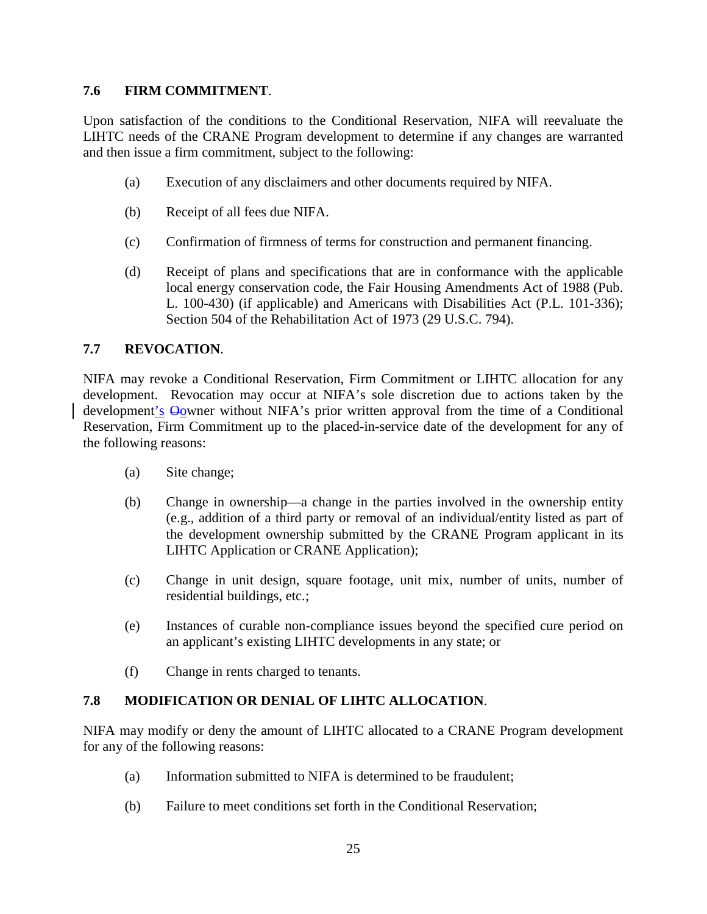### 7.6 FIRM COMMITMENT.

Upon satisfaction of the conditions to the Conditional Reservation, NIFA will reevaluate the LIHTC needs of the CRANE Program development to determine if any changes are warranted and then issue a firm commitment, subject to the following:

(a) Execution of any disclaimers and other documents required by NIFA.

(b) Receipt of all fees due NIFA.

(c) Confirmation of firmness of terms for construction and permanent financing.

(d) Receipt of plans and specifications that are in conformance with the applicable local energy conservation code, the Fair Housing Amendments Act of 1988 (Pub. L. 100-430) (if applicable) and Americans with Disabilities Act (P.L. 101-336); Section 504 of the Rehabilitation Act of 1973 (29 U.S.C. 794).

### 7.7 REVOCATION.

NIFA may revoke a Conditional Reservation, Firm Commitment or LIHTC allocation for any development. Revocation may occur at NIFA's sole discretion due to actions taken by the development's owner without NIFA's prior written approval from the time of a Conditional Reservation, Firm Commitment up to the placed-in-service date of the development for any of the following reasons:

(a) Site change;

(b) Change in ownership—a change in the parties involved in the ownership entity (e.g., addition of a third party or removal of an individual/entity listed as part of the development ownership submitted by the CRANE Program applicant in its LIHTC Application or CRANE Application);

(c) Change in unit design, square footage, unit mix, number of units, number of residential buildings, etc.;

(e) Instances of curable non-compliance issues beyond the specified cure period on an applicant's existing LIHTC developments in any state; or

(f) Change in rents charged to tenants.

### 7.8 MODIFICATION OR DENIAL OF LIHTC ALLOCATION.

NIFA may modify or deny the amount of LIHTC allocated to a CRANE Program development for any of the following reasons:

(a) Information submitted to NIFA is determined to be fraudulent;

(b) Failure to meet conditions set forth in the Conditional Reservation;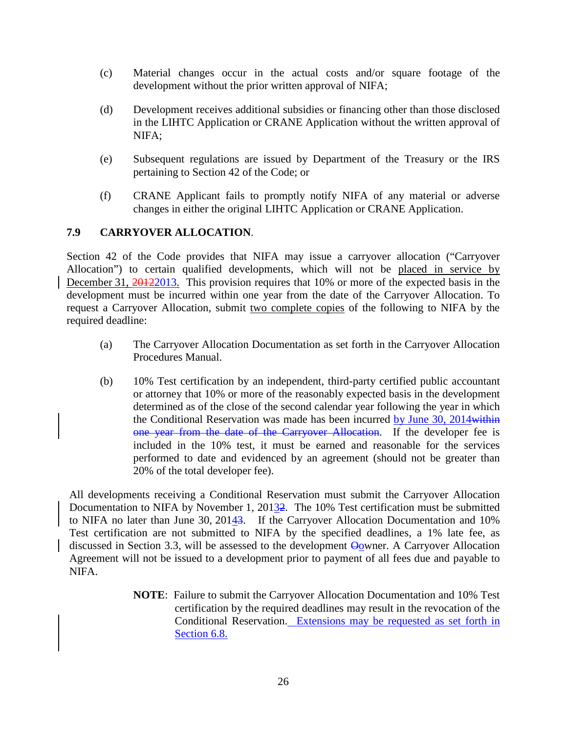(c) Material changes occur in the actual costs and/or square footage of the development without the prior written approval of NIFA;

(d) Development receives additional subsidies or financing other than those disclosed in the LIHTC Application or CRANE Application without the written approval of NIFA;

(e) Subsequent regulations are issued by Department of the Treasury or the IRS pertaining to Section 42 of the Code; or

(f) CRANE Applicant fails to promptly notify NIFA of any material or adverse changes in either the original LIHTC Application or CRANE Application.

### 7.9 CARRYOVER ALLOCATION.

Section 42 of the Code provides that NIFA may issue a carryover allocation ("Carryover Allocation") to certain qualified developments, which will not be placed in service by December 31, ~~2012~~2013. This provision requires that 10% or more of the expected basis in the development must be incurred within one year from the date of the Carryover Allocation. To request a Carryover Allocation, submit two complete copies of the following to NIFA by the required deadline:

(a) The Carryover Allocation Documentation as set forth in the Carryover Allocation Procedures Manual.

(b) 10% Test certification by an independent, third-party certified public accountant or attorney that 10% or more of the reasonably expected basis in the development determined as of the close of the second calendar year following the year in which the Conditional Reservation was made has been incurred by June 30, 2014~~within one year from the date of the Carryover Allocation~~. If the developer fee is included in the 10% test, it must be earned and reasonable for the services performed to date and evidenced by an agreement (should not be greater than 20% of the total developer fee).

All developments receiving a Conditional Reservation must submit the Carryover Allocation Documentation to NIFA by November 1, 2013~~2~~. The 10% Test certification must be submitted to NIFA no later than June 30, 2014~~3~~. If the Carryover Allocation Documentation and 10% Test certification are not submitted to NIFA by the specified deadlines, a 1% late fee, as discussed in Section 3.3, will be assessed to the development ~~O~~owner. A Carryover Allocation Agreement will not be issued to a development prior to payment of all fees due and payable to NIFA.

> **NOTE**: Failure to submit the Carryover Allocation Documentation and 10% Test certification by the required deadlines may result in the revocation of the Conditional Reservation. Extensions may be requested as set forth in Section 6.8.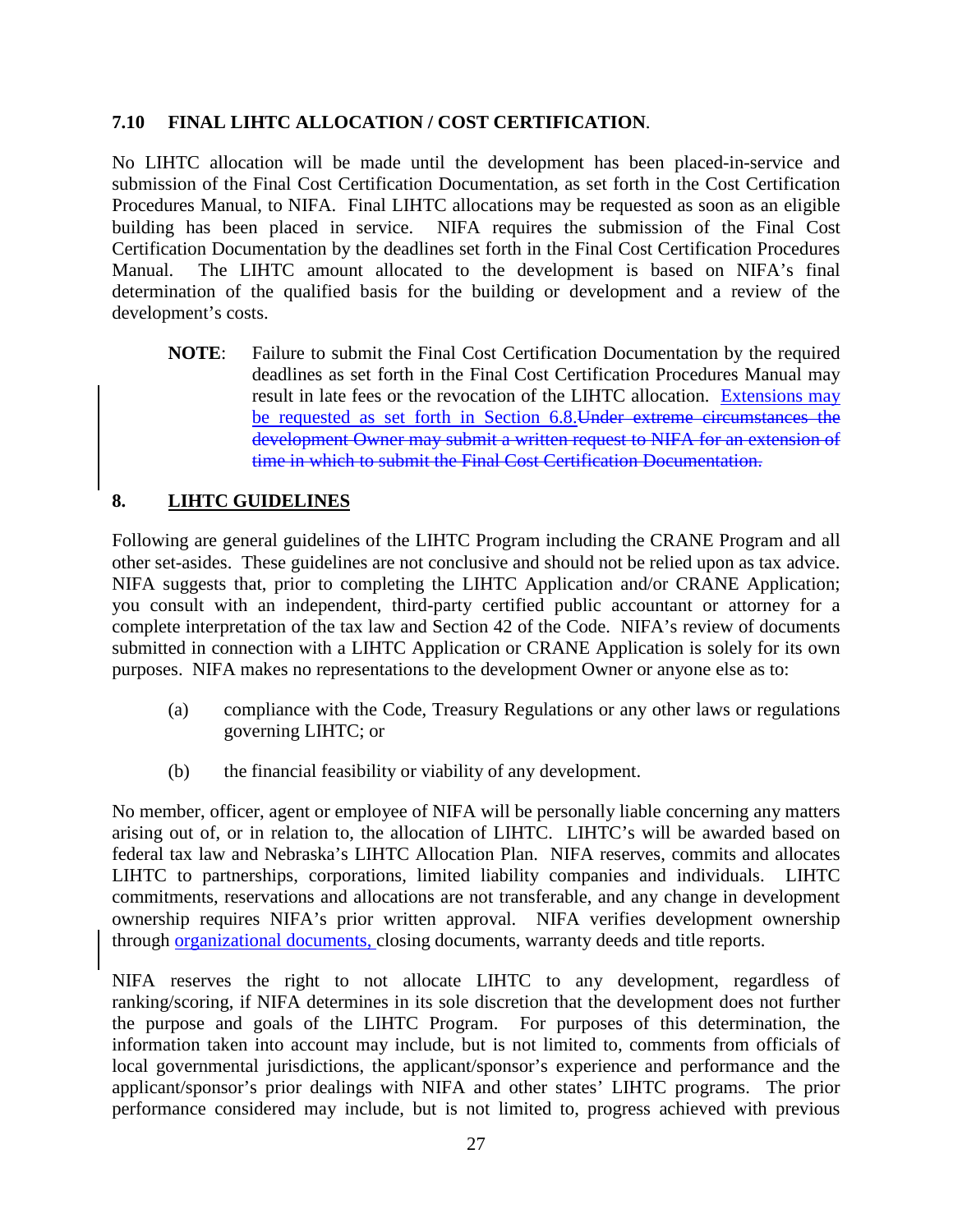### 7.10 FINAL LIHTC ALLOCATION / COST CERTIFICATION.

No LIHTC allocation will be made until the development has been placed-in-service and submission of the Final Cost Certification Documentation, as set forth in the Cost Certification Procedures Manual, to NIFA. Final LIHTC allocations may be requested as soon as an eligible building has been placed in service. NIFA requires the submission of the Final Cost Certification Documentation by the deadlines set forth in the Final Cost Certification Procedures Manual. The LIHTC amount allocated to the development is based on NIFA's final determination of the qualified basis for the building or development and a review of the development's costs.

> **NOTE**: Failure to submit the Final Cost Certification Documentation by the required deadlines as set forth in the Final Cost Certification Procedures Manual may result in late fees or the revocation of the LIHTC allocation. Extensions may be requested as set forth in Section 6.8.~~Under extreme circumstances the development Owner may submit a written request to NIFA for an extension of time in which to submit the Final Cost Certification Documentation.~~

## 8. LIHTC GUIDELINES

Following are general guidelines of the LIHTC Program including the CRANE Program and all other set-asides. These guidelines are not conclusive and should not be relied upon as tax advice. NIFA suggests that, prior to completing the LIHTC Application and/or CRANE Application; you consult with an independent, third-party certified public accountant or attorney for a complete interpretation of the tax law and Section 42 of the Code. NIFA's review of documents submitted in connection with a LIHTC Application or CRANE Application is solely for its own purposes. NIFA makes no representations to the development Owner or anyone else as to:

(a) compliance with the Code, Treasury Regulations or any other laws or regulations governing LIHTC; or

(b) the financial feasibility or viability of any development.

No member, officer, agent or employee of NIFA will be personally liable concerning any matters arising out of, or in relation to, the allocation of LIHTC. LIHTC's will be awarded based on federal tax law and Nebraska's LIHTC Allocation Plan. NIFA reserves, commits and allocates LIHTC to partnerships, corporations, limited liability companies and individuals. LIHTC commitments, reservations and allocations are not transferable, and any change in development ownership requires NIFA's prior written approval. NIFA verifies development ownership through organizational documents, closing documents, warranty deeds and title reports.

NIFA reserves the right to not allocate LIHTC to any development, regardless of ranking/scoring, if NIFA determines in its sole discretion that the development does not further the purpose and goals of the LIHTC Program. For purposes of this determination, the information taken into account may include, but is not limited to, comments from officials of local governmental jurisdictions, the applicant/sponsor's experience and performance and the applicant/sponsor's prior dealings with NIFA and other states' LIHTC programs. The prior performance considered may include, but is not limited to, progress achieved with previous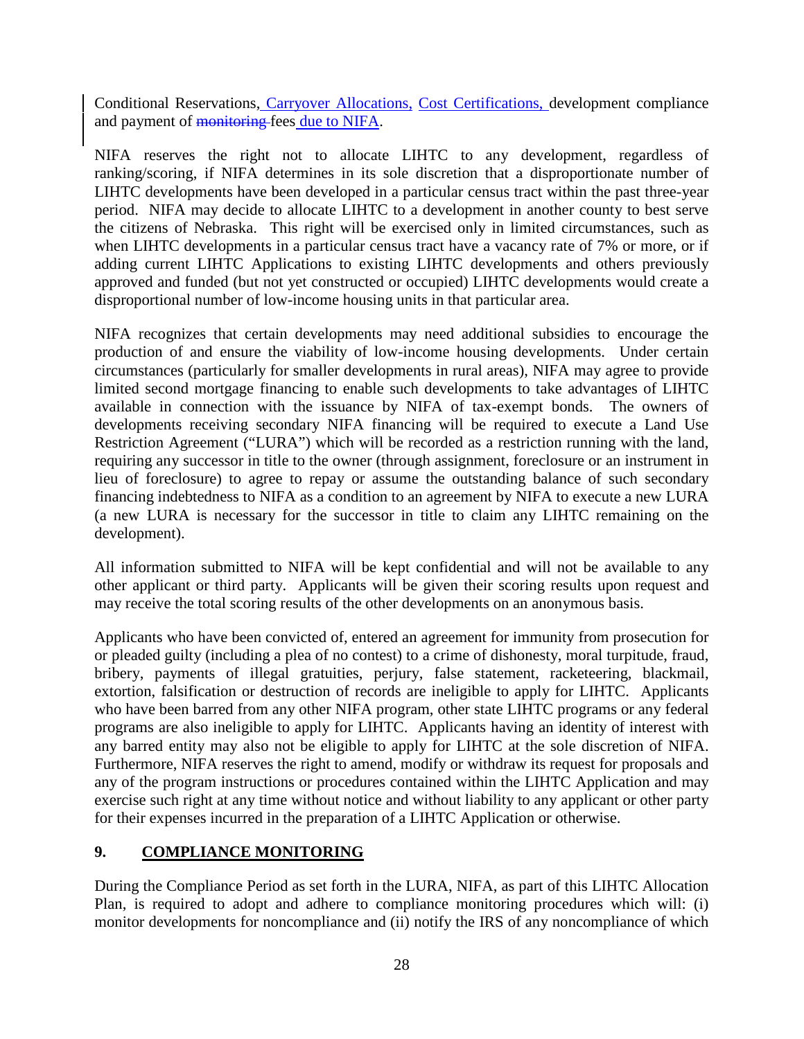Conditional Reservations, Carryover Allocations, Cost Certifications, development compliance and payment of ~~monitoring~~ fees due to NIFA.

NIFA reserves the right not to allocate LIHTC to any development, regardless of ranking/scoring, if NIFA determines in its sole discretion that a disproportionate number of LIHTC developments have been developed in a particular census tract within the past three-year period. NIFA may decide to allocate LIHTC to a development in another county to best serve the citizens of Nebraska. This right will be exercised only in limited circumstances, such as when LIHTC developments in a particular census tract have a vacancy rate of 7% or more, or if adding current LIHTC Applications to existing LIHTC developments and others previously approved and funded (but not yet constructed or occupied) LIHTC developments would create a disproportional number of low-income housing units in that particular area.

NIFA recognizes that certain developments may need additional subsidies to encourage the production of and ensure the viability of low-income housing developments. Under certain circumstances (particularly for smaller developments in rural areas), NIFA may agree to provide limited second mortgage financing to enable such developments to take advantages of LIHTC available in connection with the issuance by NIFA of tax-exempt bonds. The owners of developments receiving secondary NIFA financing will be required to execute a Land Use Restriction Agreement ("LURA") which will be recorded as a restriction running with the land, requiring any successor in title to the owner (through assignment, foreclosure or an instrument in lieu of foreclosure) to agree to repay or assume the outstanding balance of such secondary financing indebtedness to NIFA as a condition to an agreement by NIFA to execute a new LURA (a new LURA is necessary for the successor in title to claim any LIHTC remaining on the development).

All information submitted to NIFA will be kept confidential and will not be available to any other applicant or third party. Applicants will be given their scoring results upon request and may receive the total scoring results of the other developments on an anonymous basis.

Applicants who have been convicted of, entered an agreement for immunity from prosecution for or pleaded guilty (including a plea of no contest) to a crime of dishonesty, moral turpitude, fraud, bribery, payments of illegal gratuities, perjury, false statement, racketeering, blackmail, extortion, falsification or destruction of records are ineligible to apply for LIHTC. Applicants who have been barred from any other NIFA program, other state LIHTC programs or any federal programs are also ineligible to apply for LIHTC. Applicants having an identity of interest with any barred entity may also not be eligible to apply for LIHTC at the sole discretion of NIFA. Furthermore, NIFA reserves the right to amend, modify or withdraw its request for proposals and any of the program instructions or procedures contained within the LIHTC Application and may exercise such right at any time without notice and without liability to any applicant or other party for their expenses incurred in the preparation of a LIHTC Application or otherwise.

## 9. COMPLIANCE MONITORING

During the Compliance Period as set forth in the LURA, NIFA, as part of this LIHTC Allocation Plan, is required to adopt and adhere to compliance monitoring procedures which will: (i) monitor developments for noncompliance and (ii) notify the IRS of any noncompliance of which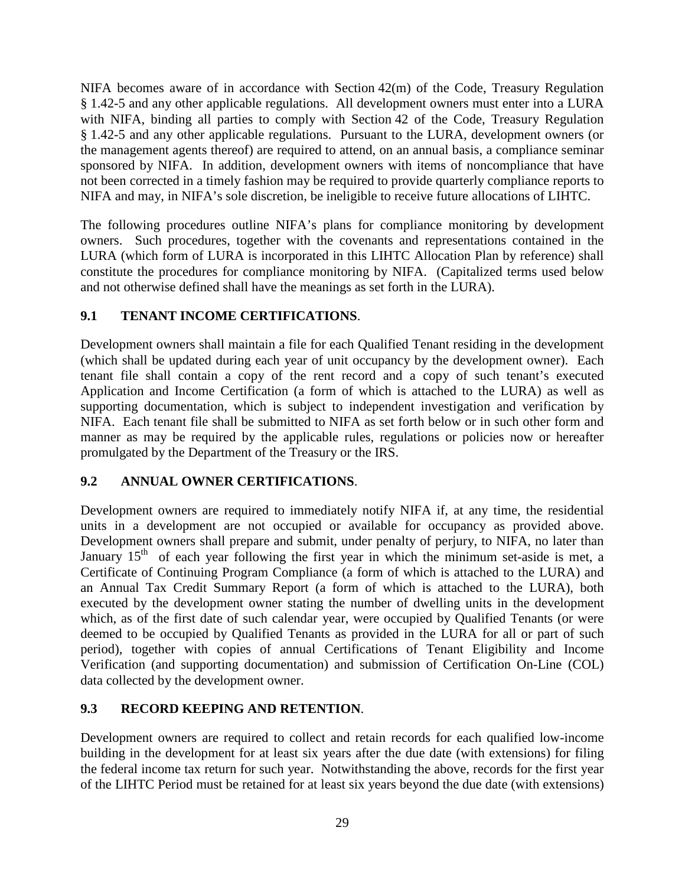NIFA becomes aware of in accordance with Section 42(m) of the Code, Treasury Regulation § 1.42-5 and any other applicable regulations. All development owners must enter into a LURA with NIFA, binding all parties to comply with Section 42 of the Code, Treasury Regulation § 1.42-5 and any other applicable regulations. Pursuant to the LURA, development owners (or the management agents thereof) are required to attend, on an annual basis, a compliance seminar sponsored by NIFA. In addition, development owners with items of noncompliance that have not been corrected in a timely fashion may be required to provide quarterly compliance reports to NIFA and may, in NIFA's sole discretion, be ineligible to receive future allocations of LIHTC.

The following procedures outline NIFA's plans for compliance monitoring by development owners. Such procedures, together with the covenants and representations contained in the LURA (which form of LURA is incorporated in this LIHTC Allocation Plan by reference) shall constitute the procedures for compliance monitoring by NIFA. (Capitalized terms used below and not otherwise defined shall have the meanings as set forth in the LURA).

## 9.1 TENANT INCOME CERTIFICATIONS.

Development owners shall maintain a file for each Qualified Tenant residing in the development (which shall be updated during each year of unit occupancy by the development owner). Each tenant file shall contain a copy of the rent record and a copy of such tenant's executed Application and Income Certification (a form of which is attached to the LURA) as well as supporting documentation, which is subject to independent investigation and verification by NIFA. Each tenant file shall be submitted to NIFA as set forth below or in such other form and manner as may be required by the applicable rules, regulations or policies now or hereafter promulgated by the Department of the Treasury or the IRS.

## 9.2 ANNUAL OWNER CERTIFICATIONS.

Development owners are required to immediately notify NIFA if, at any time, the residential units in a development are not occupied or available for occupancy as provided above. Development owners shall prepare and submit, under penalty of perjury, to NIFA, no later than January 15th of each year following the first year in which the minimum set-aside is met, a Certificate of Continuing Program Compliance (a form of which is attached to the LURA) and an Annual Tax Credit Summary Report (a form of which is attached to the LURA), both executed by the development owner stating the number of dwelling units in the development which, as of the first date of such calendar year, were occupied by Qualified Tenants (or were deemed to be occupied by Qualified Tenants as provided in the LURA for all or part of such period), together with copies of annual Certifications of Tenant Eligibility and Income Verification (and supporting documentation) and submission of Certification On-Line (COL) data collected by the development owner.

## 9.3 RECORD KEEPING AND RETENTION.

Development owners are required to collect and retain records for each qualified low-income building in the development for at least six years after the due date (with extensions) for filing the federal income tax return for such year. Notwithstanding the above, records for the first year of the LIHTC Period must be retained for at least six years beyond the due date (with extensions)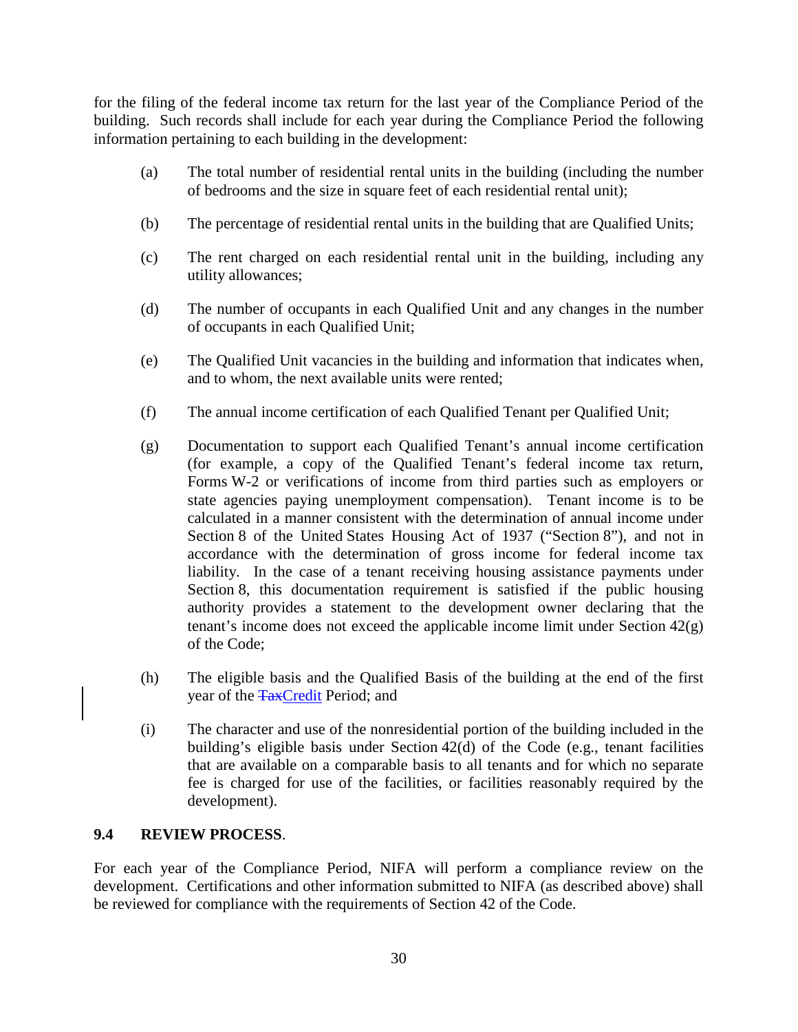for the filing of the federal income tax return for the last year of the Compliance Period of the building. Such records shall include for each year during the Compliance Period the following information pertaining to each building in the development:

(a) The total number of residential rental units in the building (including the number of bedrooms and the size in square feet of each residential rental unit);

(b) The percentage of residential rental units in the building that are Qualified Units;

(c) The rent charged on each residential rental unit in the building, including any utility allowances;

(d) The number of occupants in each Qualified Unit and any changes in the number of occupants in each Qualified Unit;

(e) The Qualified Unit vacancies in the building and information that indicates when, and to whom, the next available units were rented;

(f) The annual income certification of each Qualified Tenant per Qualified Unit;

(g) Documentation to support each Qualified Tenant's annual income certification (for example, a copy of the Qualified Tenant's federal income tax return, Forms W-2 or verifications of income from third parties such as employers or state agencies paying unemployment compensation). Tenant income is to be calculated in a manner consistent with the determination of annual income under Section 8 of the United States Housing Act of 1937 ("Section 8"), and not in accordance with the determination of gross income for federal income tax liability. In the case of a tenant receiving housing assistance payments under Section 8, this documentation requirement is satisfied if the public housing authority provides a statement to the development owner declaring that the tenant's income does not exceed the applicable income limit under Section 42(g) of the Code;

(h) The eligible basis and the Qualified Basis of the building at the end of the first year of the ~~Tax~~Credit Period; and

(i) The character and use of the nonresidential portion of the building included in the building's eligible basis under Section 42(d) of the Code (e.g., tenant facilities that are available on a comparable basis to all tenants and for which no separate fee is charged for use of the facilities, or facilities reasonably required by the development).

**9.4 REVIEW PROCESS**.

For each year of the Compliance Period, NIFA will perform a compliance review on the development. Certifications and other information submitted to NIFA (as described above) shall be reviewed for compliance with the requirements of Section 42 of the Code.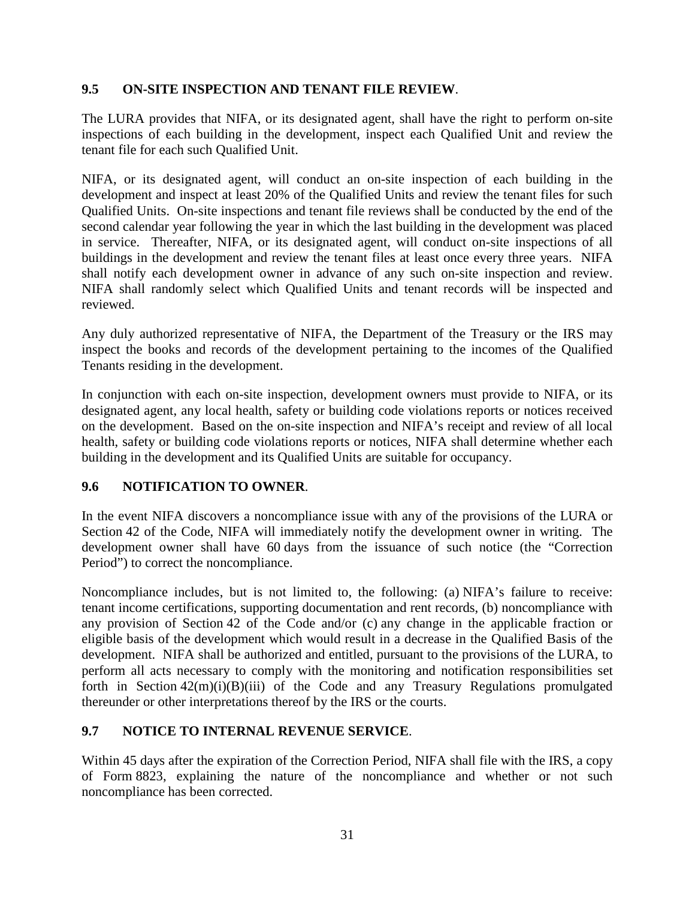### 9.5 ON-SITE INSPECTION AND TENANT FILE REVIEW.

The LURA provides that NIFA, or its designated agent, shall have the right to perform on-site inspections of each building in the development, inspect each Qualified Unit and review the tenant file for each such Qualified Unit.

NIFA, or its designated agent, will conduct an on-site inspection of each building in the development and inspect at least 20% of the Qualified Units and review the tenant files for such Qualified Units. On-site inspections and tenant file reviews shall be conducted by the end of the second calendar year following the year in which the last building in the development was placed in service. Thereafter, NIFA, or its designated agent, will conduct on-site inspections of all buildings in the development and review the tenant files at least once every three years. NIFA shall notify each development owner in advance of any such on-site inspection and review. NIFA shall randomly select which Qualified Units and tenant records will be inspected and reviewed.

Any duly authorized representative of NIFA, the Department of the Treasury or the IRS may inspect the books and records of the development pertaining to the incomes of the Qualified Tenants residing in the development.

In conjunction with each on-site inspection, development owners must provide to NIFA, or its designated agent, any local health, safety or building code violations reports or notices received on the development. Based on the on-site inspection and NIFA's receipt and review of all local health, safety or building code violations reports or notices, NIFA shall determine whether each building in the development and its Qualified Units are suitable for occupancy.

### 9.6 NOTIFICATION TO OWNER.

In the event NIFA discovers a noncompliance issue with any of the provisions of the LURA or Section 42 of the Code, NIFA will immediately notify the development owner in writing. The development owner shall have 60 days from the issuance of such notice (the "Correction Period") to correct the noncompliance.

Noncompliance includes, but is not limited to, the following: (a) NIFA's failure to receive: tenant income certifications, supporting documentation and rent records, (b) noncompliance with any provision of Section 42 of the Code and/or (c) any change in the applicable fraction or eligible basis of the development which would result in a decrease in the Qualified Basis of the development. NIFA shall be authorized and entitled, pursuant to the provisions of the LURA, to perform all acts necessary to comply with the monitoring and notification responsibilities set forth in Section 42(m)(i)(B)(iii) of the Code and any Treasury Regulations promulgated thereunder or other interpretations thereof by the IRS or the courts.

### 9.7 NOTICE TO INTERNAL REVENUE SERVICE.

Within 45 days after the expiration of the Correction Period, NIFA shall file with the IRS, a copy of Form 8823, explaining the nature of the noncompliance and whether or not such noncompliance has been corrected.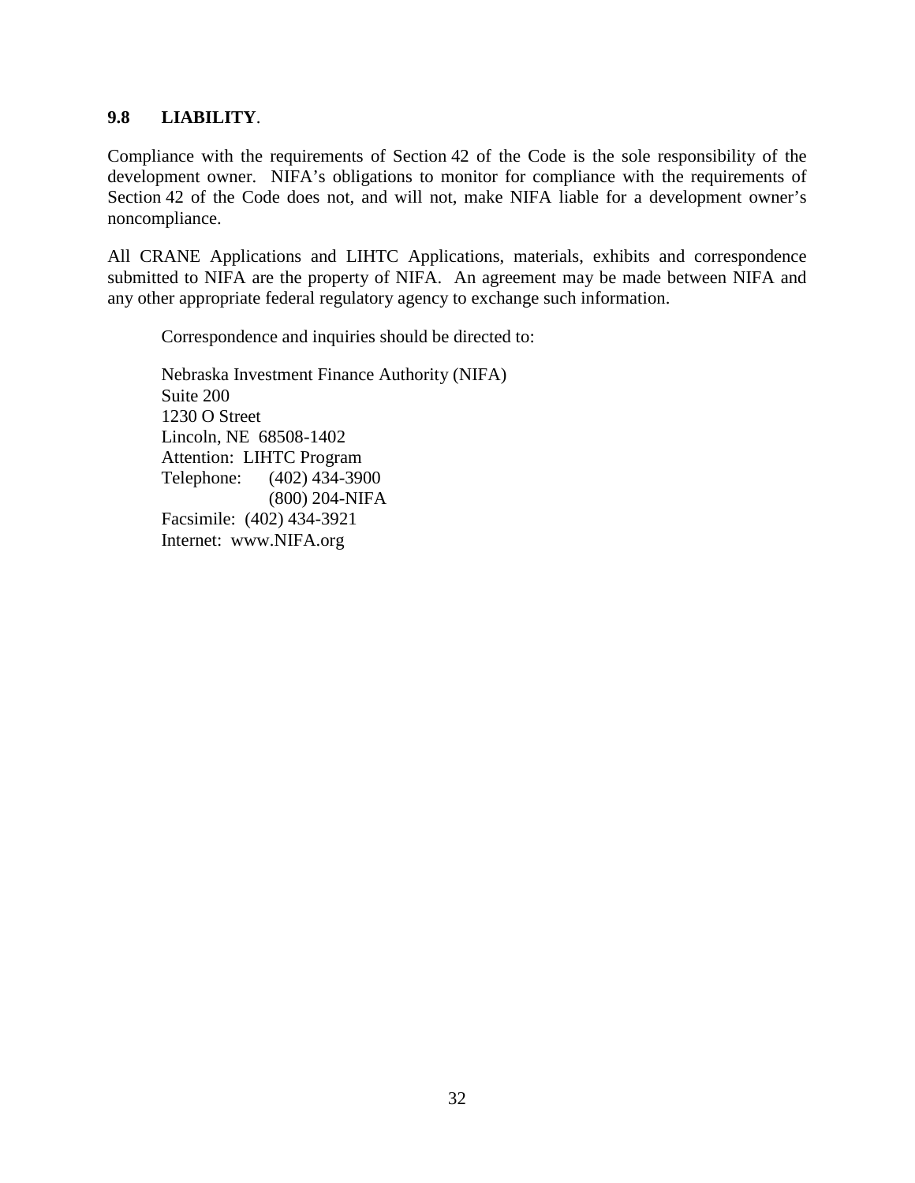### 9.8 LIABILITY.

Compliance with the requirements of Section 42 of the Code is the sole responsibility of the development owner. NIFA's obligations to monitor for compliance with the requirements of Section 42 of the Code does not, and will not, make NIFA liable for a development owner's noncompliance.

All CRANE Applications and LIHTC Applications, materials, exhibits and correspondence submitted to NIFA are the property of NIFA. An agreement may be made between NIFA and any other appropriate federal regulatory agency to exchange such information.

Correspondence and inquiries should be directed to:

Nebraska Investment Finance Authority (NIFA)
Suite 200
1230 O Street
Lincoln, NE 68508-1402
Attention: LIHTC Program
Telephone: (402) 434-3900
(800) 204-NIFA
Facsimile: (402) 434-3921
Internet: www.NIFA.org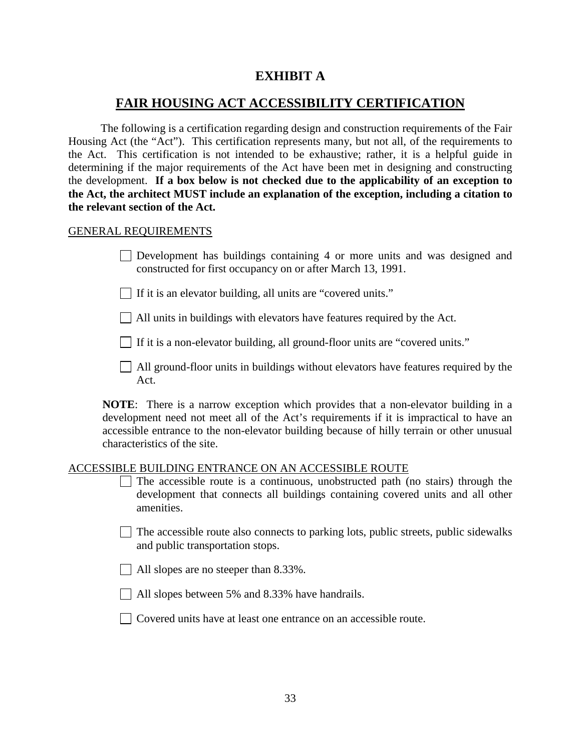# EXHIBIT A

## FAIR HOUSING ACT ACCESSIBILITY CERTIFICATION

The following is a certification regarding design and construction requirements of the Fair Housing Act (the "Act"). This certification represents many, but not all, of the requirements to the Act. This certification is not intended to be exhaustive; rather, it is a helpful guide in determining if the major requirements of the Act have been met in designing and constructing the development. **If a box below is not checked due to the applicability of an exception to the Act, the architect MUST include an explanation of the exception, including a citation to the relevant section of the Act.**

GENERAL REQUIREMENTS

- ☐ Development has buildings containing 4 or more units and was designed and constructed for first occupancy on or after March 13, 1991.
- ☐ If it is an elevator building, all units are "covered units."
- ☐ All units in buildings with elevators have features required by the Act.
- ☐ If it is a non-elevator building, all ground-floor units are "covered units."
- ☐ All ground-floor units in buildings without elevators have features required by the Act.

**NOTE**: There is a narrow exception which provides that a non-elevator building in a development need not meet all of the Act's requirements if it is impractical to have an accessible entrance to the non-elevator building because of hilly terrain or other unusual characteristics of the site.

ACCESSIBLE BUILDING ENTRANCE ON AN ACCESSIBLE ROUTE

- ☐ The accessible route is a continuous, unobstructed path (no stairs) through the development that connects all buildings containing covered units and all other amenities.
- ☐ The accessible route also connects to parking lots, public streets, public sidewalks and public transportation stops.
- ☐ All slopes are no steeper than 8.33%.
- ☐ All slopes between 5% and 8.33% have handrails.
- ☐ Covered units have at least one entrance on an accessible route.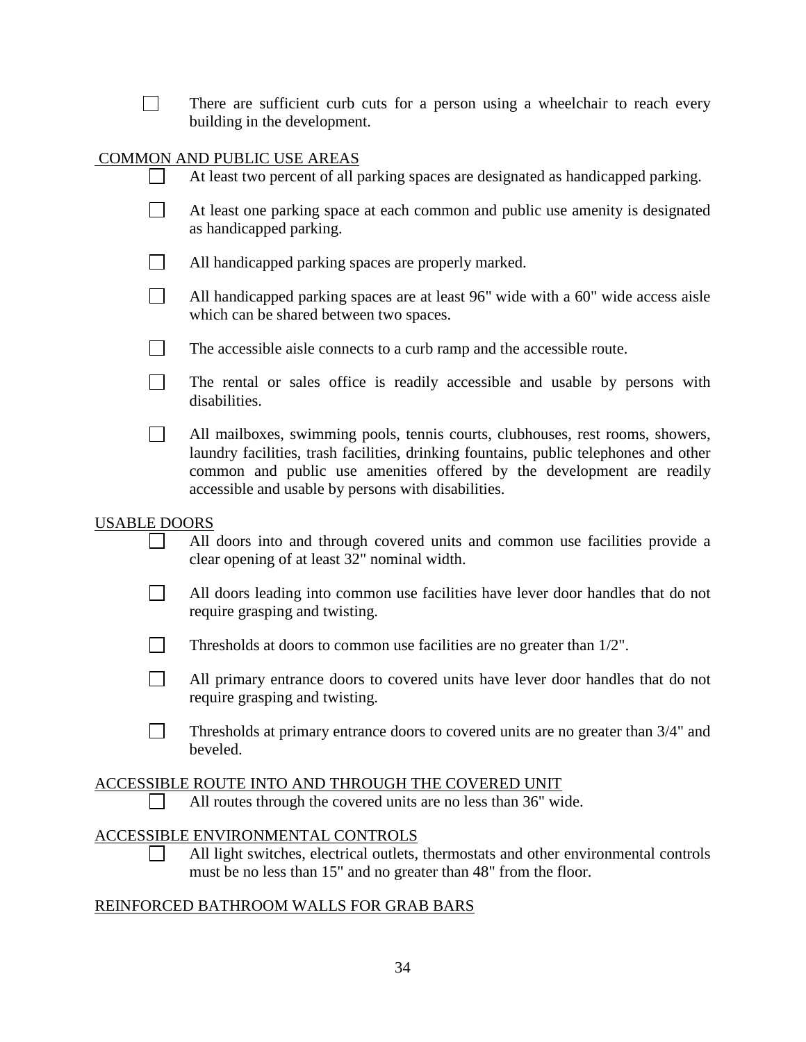- [ ] There are sufficient curb cuts for a person using a wheelchair to reach every building in the development.

<u>COMMON AND PUBLIC USE AREAS</u>

- [ ] At least two percent of all parking spaces are designated as handicapped parking.
- [ ] At least one parking space at each common and public use amenity is designated as handicapped parking.
- [ ] All handicapped parking spaces are properly marked.
- [ ] All handicapped parking spaces are at least 96" wide with a 60" wide access aisle which can be shared between two spaces.
- [ ] The accessible aisle connects to a curb ramp and the accessible route.
- [ ] The rental or sales office is readily accessible and usable by persons with disabilities.
- [ ] All mailboxes, swimming pools, tennis courts, clubhouses, rest rooms, showers, laundry facilities, trash facilities, drinking fountains, public telephones and other common and public use amenities offered by the development are readily accessible and usable by persons with disabilities.

<u>USABLE DOORS</u>

- [ ] All doors into and through covered units and common use facilities provide a clear opening of at least 32" nominal width.
- [ ] All doors leading into common use facilities have lever door handles that do not require grasping and twisting.
- [ ] Thresholds at doors to common use facilities are no greater than 1/2".
- [ ] All primary entrance doors to covered units have lever door handles that do not require grasping and twisting.
- [ ] Thresholds at primary entrance doors to covered units are no greater than 3/4" and beveled.

<u>ACCESSIBLE ROUTE INTO AND THROUGH THE COVERED UNIT</u>

- [ ] All routes through the covered units are no less than 36" wide.

<u>ACCESSIBLE ENVIRONMENTAL CONTROLS</u>

- [ ] All light switches, electrical outlets, thermostats and other environmental controls must be no less than 15" and no greater than 48" from the floor.

<u>REINFORCED BATHROOM WALLS FOR GRAB BARS</u>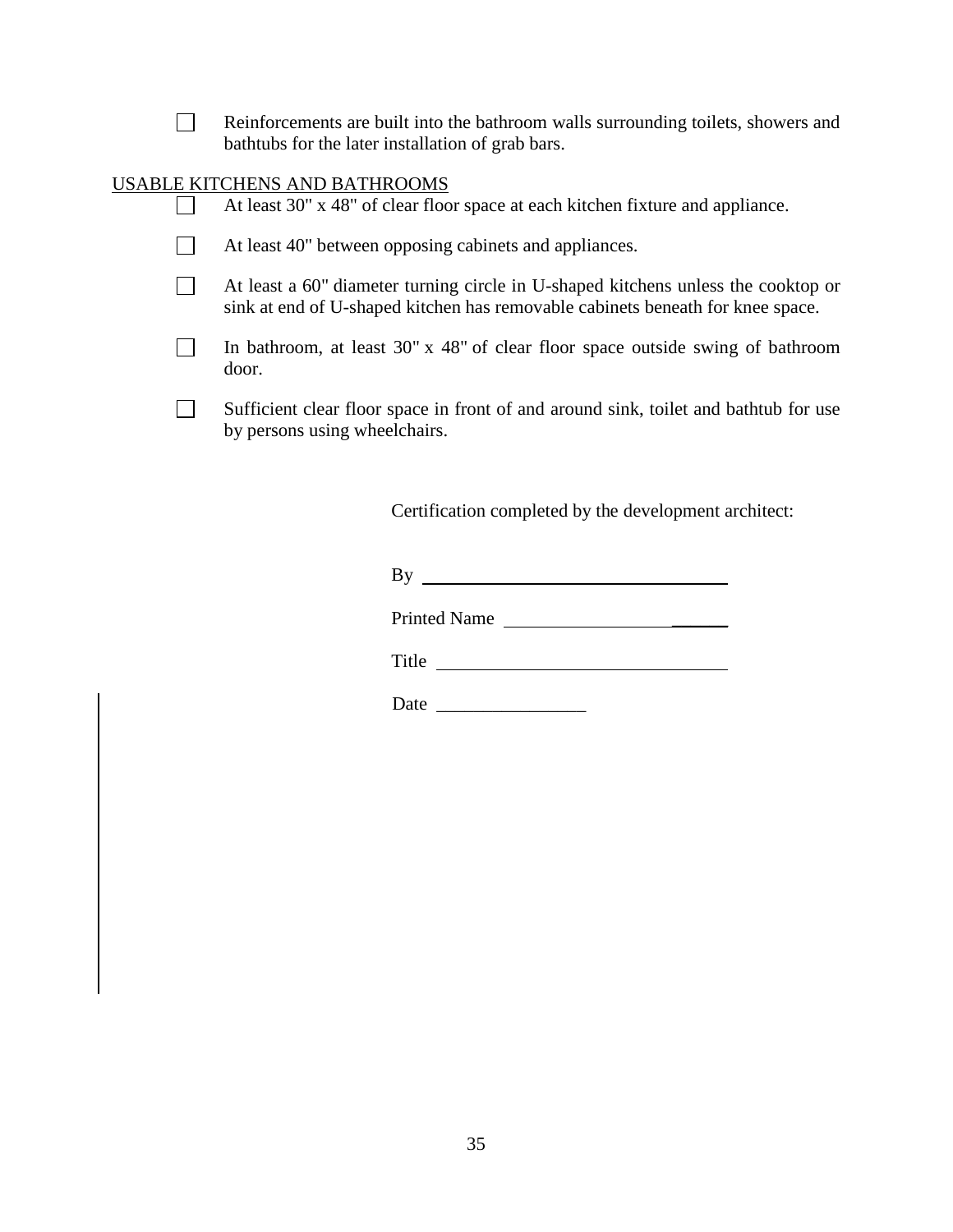- [ ] Reinforcements are built into the bathroom walls surrounding toilets, showers and bathtubs for the later installation of grab bars.

<u>USABLE KITCHENS AND BATHROOMS</u>

- [ ] At least 30" x 48" of clear floor space at each kitchen fixture and appliance.

- [ ] At least 40" between opposing cabinets and appliances.

- [ ] At least a 60" diameter turning circle in U-shaped kitchens unless the cooktop or sink at end of U-shaped kitchen has removable cabinets beneath for knee space.

- [ ] In bathroom, at least 30" x 48" of clear floor space outside swing of bathroom door.

- [ ] Sufficient clear floor space in front of and around sink, toilet and bathtub for use by persons using wheelchairs.

Certification completed by the development architect:

By ___________________________________

Printed Name ___________________________

Title ________________________________

Date ________________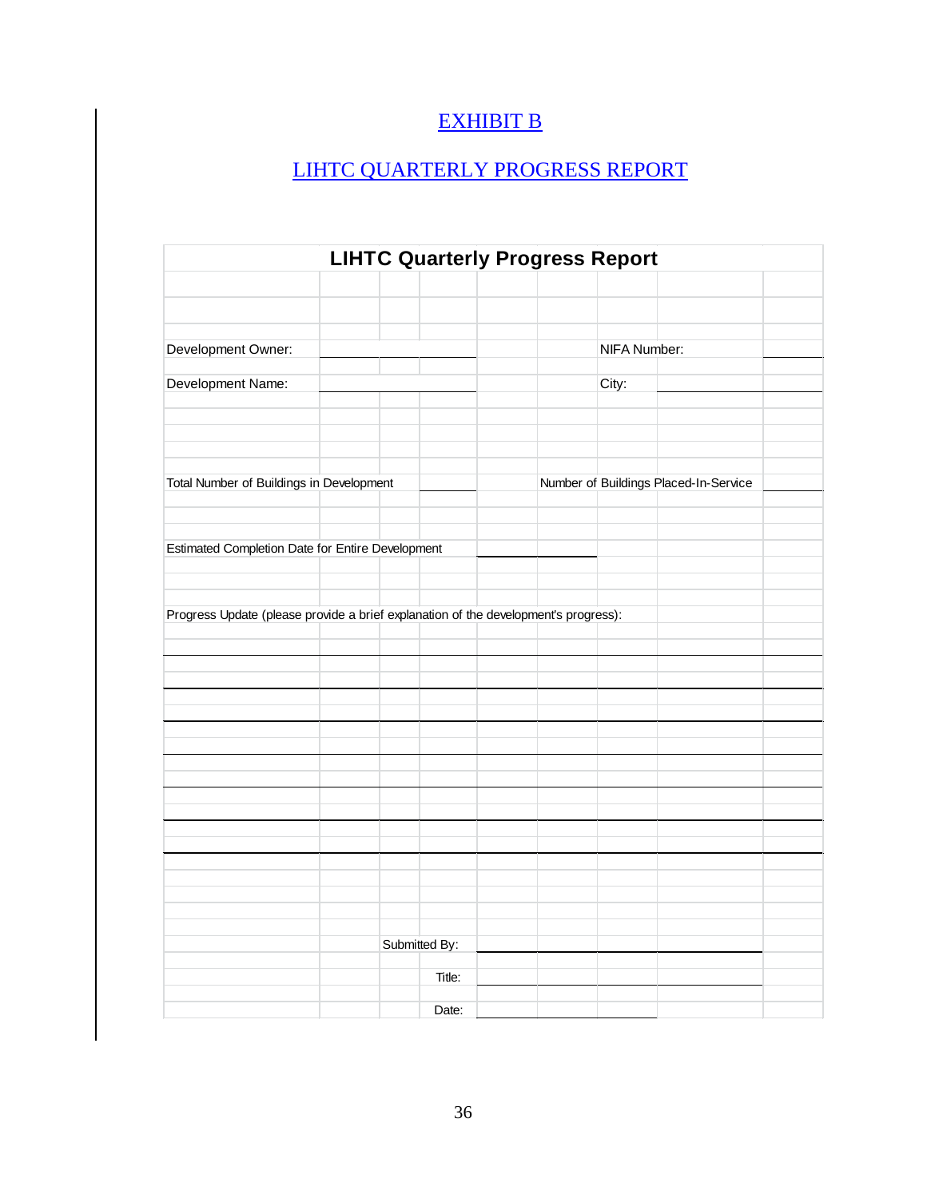# EXHIBIT B

## LIHTC QUARTERLY PROGRESS REPORT

### LIHTC Quarterly Progress Report

Development Owner: ______________________ NIFA Number: __________

Development Name: ______________________ City: __________________

Total Number of Buildings in Development __________ Number of Buildings Placed-In-Service __________

Estimated Completion Date for Entire Development __________________

Progress Update (please provide a brief explanation of the development's progress):

______________________________________________________________________

______________________________________________________________________

______________________________________________________________________

______________________________________________________________________

______________________________________________________________________

______________________________________________________________________

______________________________________________________________________

Submitted By: ______________________________

Title: ______________________________

Date: ____________________